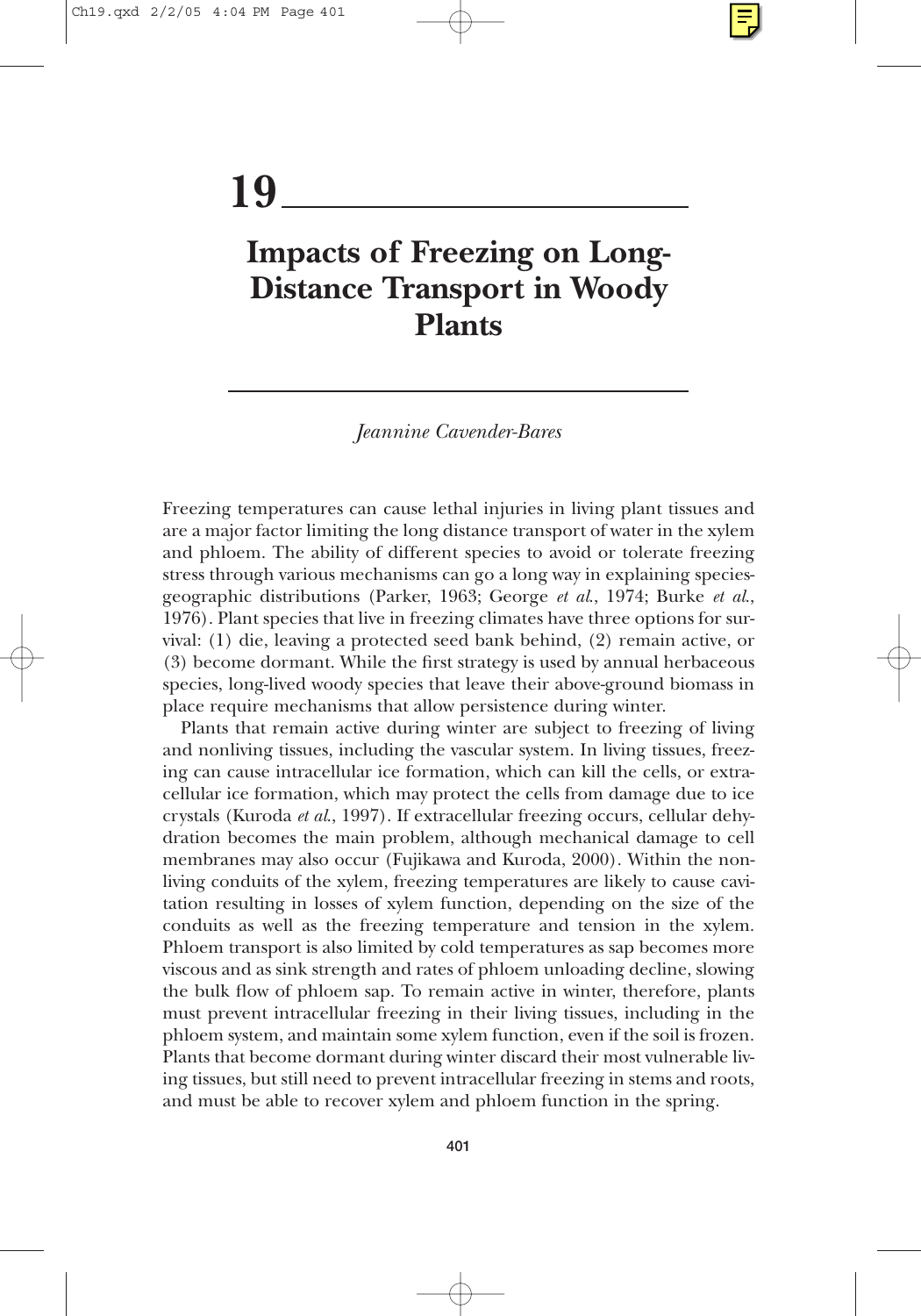# 19

# Impacts of Freezing on Long-Distance Transport in Woody Plants

*Jeannine Cavender-Bares*

Freezing temperatures can cause lethal injuries in living plant tissues and are a major factor limiting the long distance transport of water in the xylem and phloem. The ability of different species to avoid or tolerate freezing stress through various mechanisms can go a long way in explaining species-geographic distributions (Parker, 1963; George *et al.*, 1974; Burke *et al.*, 1976). Plant species that live in freezing climates have three options for survival: (1) die, leaving a protected seed bank behind, (2) remain active, or (3) become dormant. While the first strategy is used by annual herbaceous species, long-lived woody species that leave their above-ground biomass in place require mechanisms that allow persistence during winter.

Plants that remain active during winter are subject to freezing of living and nonliving tissues, including the vascular system. In living tissues, freezing can cause intracellular ice formation, which can kill the cells, or extracellular ice formation, which may protect the cells from damage due to ice crystals (Kuroda *et al.*, 1997). If extracellular freezing occurs, cellular dehydration becomes the main problem, although mechanical damage to cell membranes may also occur (Fujikawa and Kuroda, 2000). Within the nonliving conduits of the xylem, freezing temperatures are likely to cause cavitation resulting in losses of xylem function, depending on the size of the conduits as well as the freezing temperature and tension in the xylem. Phloem transport is also limited by cold temperatures as sap becomes more viscous and as sink strength and rates of phloem unloading decline, slowing the bulk flow of phloem sap. To remain active in winter, therefore, plants must prevent intracellular freezing in their living tissues, including in the phloem system, and maintain some xylem function, even if the soil is frozen. Plants that become dormant during winter discard their most vulnerable living tissues, but still need to prevent intracellular freezing in stems and roots, and must be able to recover xylem and phloem function in the spring.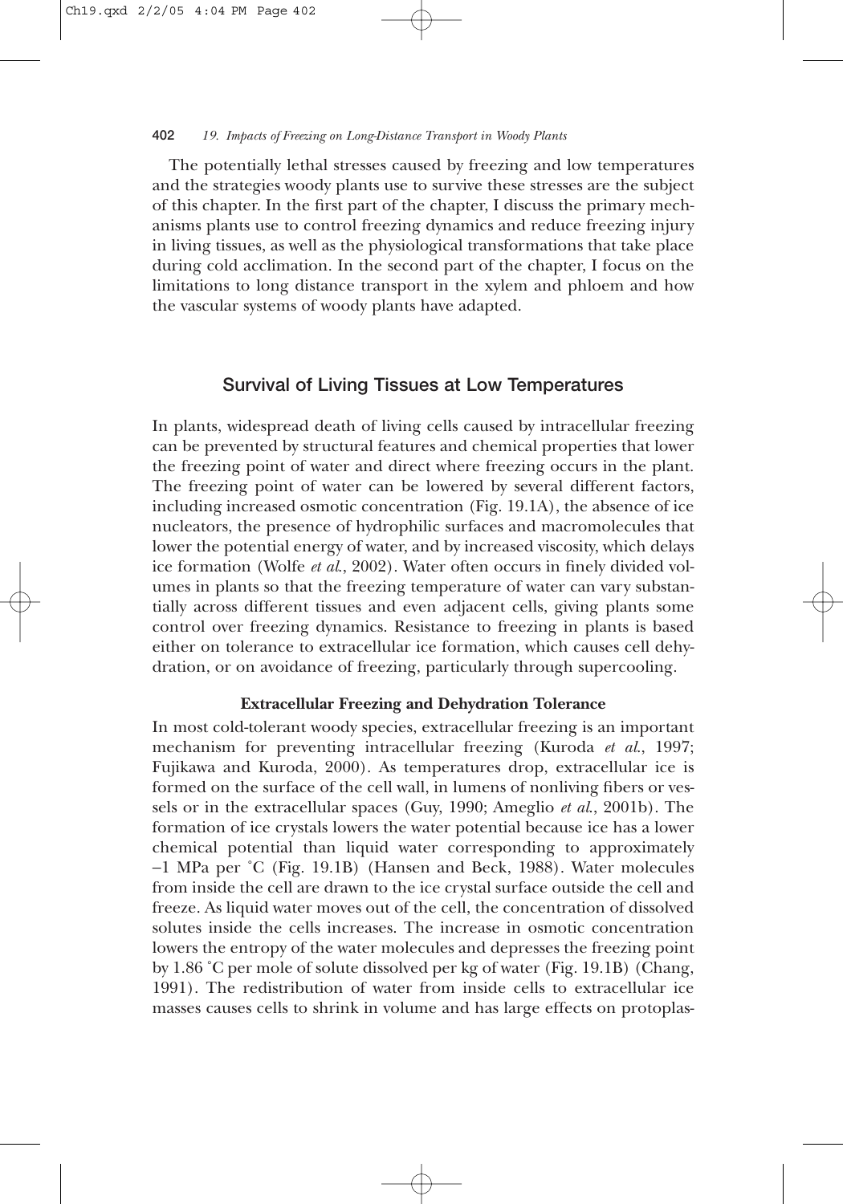The potentially lethal stresses caused by freezing and low temperatures and the strategies woody plants use to survive these stresses are the subject of this chapter. In the first part of the chapter, I discuss the primary mechanisms plants use to control freezing dynamics and reduce freezing injury in living tissues, as well as the physiological transformations that take place during cold acclimation. In the second part of the chapter, I focus on the limitations to long distance transport in the xylem and phloem and how the vascular systems of woody plants have adapted.

## Survival of Living Tissues at Low Temperatures

In plants, widespread death of living cells caused by intracellular freezing can be prevented by structural features and chemical properties that lower the freezing point of water and direct where freezing occurs in the plant. The freezing point of water can be lowered by several different factors, including increased osmotic concentration (Fig. 19.1A), the absence of ice nucleators, the presence of hydrophilic surfaces and macromolecules that lower the potential energy of water, and by increased viscosity, which delays ice formation (Wolfe *et al.*, 2002). Water often occurs in finely divided volumes in plants so that the freezing temperature of water can vary substantially across different tissues and even adjacent cells, giving plants some control over freezing dynamics. Resistance to freezing in plants is based either on tolerance to extracellular ice formation, which causes cell dehydration, or on avoidance of freezing, particularly through supercooling.

### Extracellular Freezing and Dehydration Tolerance

In most cold-tolerant woody species, extracellular freezing is an important mechanism for preventing intracellular freezing (Kuroda *et al.*, 1997; Fujikawa and Kuroda, 2000). As temperatures drop, extracellular ice is formed on the surface of the cell wall, in lumens of nonliving fibers or vessels or in the extracellular spaces (Guy, 1990; Ameglio *et al.*, 2001b). The formation of ice crystals lowers the water potential because ice has a lower chemical potential than liquid water corresponding to approximately $-1$ MPa per °C (Fig. 19.1B) (Hansen and Beck, 1988). Water molecules from inside the cell are drawn to the ice crystal surface outside the cell and freeze. As liquid water moves out of the cell, the concentration of dissolved solutes inside the cells increases. The increase in osmotic concentration lowers the entropy of the water molecules and depresses the freezing point by 1.86 °C per mole of solute dissolved per kg of water (Fig. 19.1B) (Chang, 1991). The redistribution of water from inside cells to extracellular ice masses causes cells to shrink in volume and has large effects on protoplas-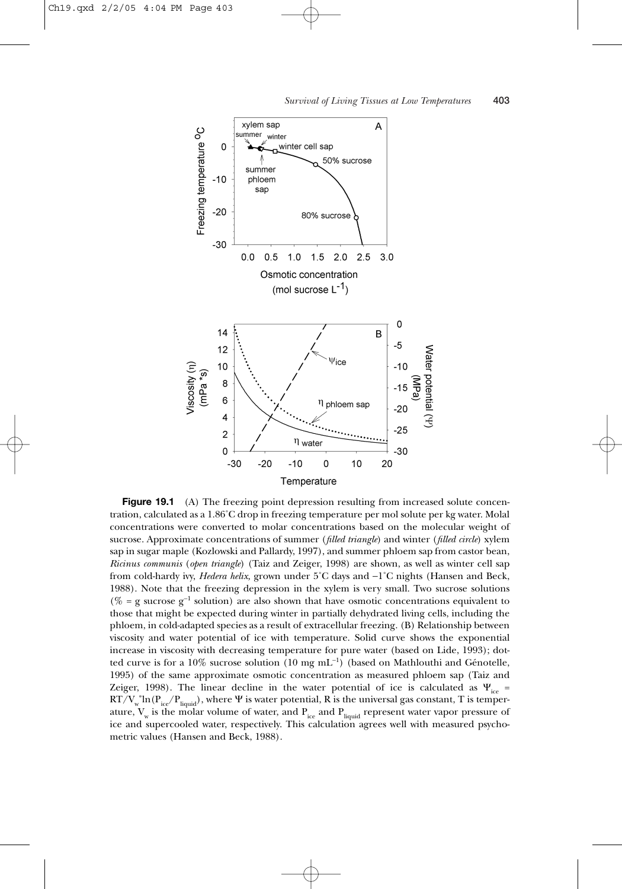**Figure 19.1** (A) The freezing point depression resulting from increased solute concentration, calculated as a 1.86°C drop in freezing temperature per mol solute per kg water. Molal concentrations were converted to molar concentrations based on the molecular weight of sucrose. Approximate concentrations of summer (*filled triangle*) and winter (*filled circle*) xylem sap in sugar maple (Kozlowski and Pallardy, 1997), and summer phloem sap from castor bean, *Ricinus communis* (*open triangle*) (Taiz and Zeiger, 1998) are shown, as well as winter cell sap from cold-hardy ivy, *Hedera helix*, grown under 5°C days and −1°C nights (Hansen and Beck, 1988). Note that the freezing depression in the xylem is very small. Two sucrose solutions (% = g sucrose $g^{-1}$ solution) are also shown that have osmotic concentrations equivalent to those that might be expected during winter in partially dehydrated living cells, including the phloem, in cold-adapted species as a result of extracellular freezing. (B) Relationship between viscosity and water potential of ice with temperature. Solid curve shows the exponential increase in viscosity with decreasing temperature for pure water (based on Lide, 1993); dotted curve is for a 10% sucrose solution (10 mg $mL^{-1}$) (based on Mathlouthi and Génotelle, 1995) of the same approximate osmotic concentration as measured phloem sap (Taiz and Zeiger, 1998). The linear decline in the water potential of ice is calculated as $\Psi_{ice} = RT/V_w{}^{*}\ln(P_{ice}/P_{liquid})$, where $\Psi$ is water potential, R is the universal gas constant, T is temperature, $V_w$ is the molar volume of water, and $P_{ice}$ and $P_{liquid}$ represent water vapor pressure of ice and supercooled water, respectively. This calculation agrees well with measured psychometric values (Hansen and Beck, 1988).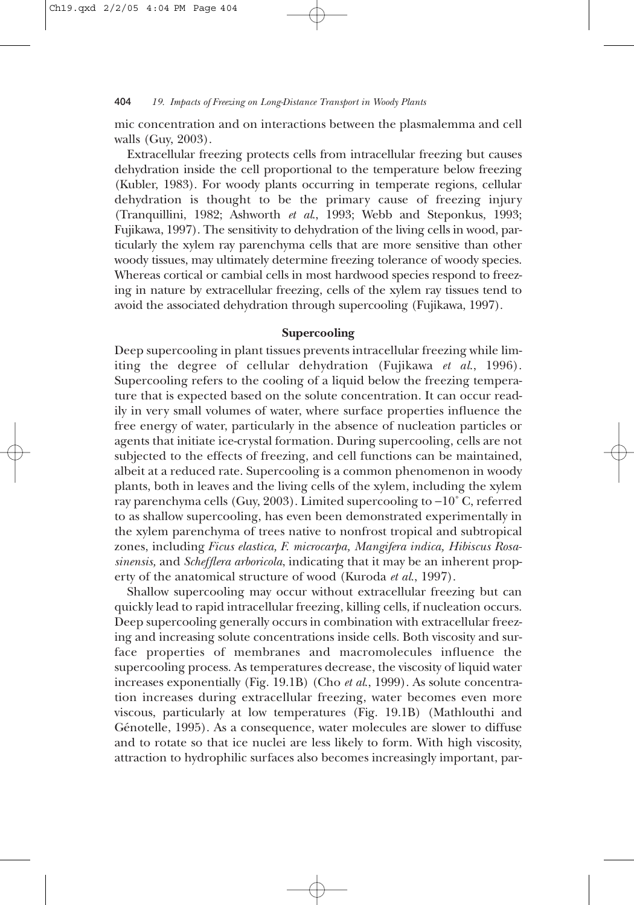mic concentration and on interactions between the plasmalemma and cell walls (Guy, 2003).

Extracellular freezing protects cells from intracellular freezing but causes dehydration inside the cell proportional to the temperature below freezing (Kubler, 1983). For woody plants occurring in temperate regions, cellular dehydration is thought to be the primary cause of freezing injury (Tranquillini, 1982; Ashworth *et al.*, 1993; Webb and Steponkus, 1993; Fujikawa, 1997). The sensitivity to dehydration of the living cells in wood, particularly the xylem ray parenchyma cells that are more sensitive than other woody tissues, may ultimately determine freezing tolerance of woody species. Whereas cortical or cambial cells in most hardwood species respond to freezing in nature by extracellular freezing, cells of the xylem ray tissues tend to avoid the associated dehydration through supercooling (Fujikawa, 1997).

### Supercooling

Deep supercooling in plant tissues prevents intracellular freezing while limiting the degree of cellular dehydration (Fujikawa *et al.*, 1996). Supercooling refers to the cooling of a liquid below the freezing temperature that is expected based on the solute concentration. It can occur readily in very small volumes of water, where surface properties influence the free energy of water, particularly in the absence of nucleation particles or agents that initiate ice-crystal formation. During supercooling, cells are not subjected to the effects of freezing, and cell functions can be maintained, albeit at a reduced rate. Supercooling is a common phenomenon in woody plants, both in leaves and the living cells of the xylem, including the xylem ray parenchyma cells (Guy, 2003). Limited supercooling to −10° C, referred to as shallow supercooling, has even been demonstrated experimentally in the xylem parenchyma of trees native to nonfrost tropical and subtropical zones, including *Ficus elastica, F. microcarpa, Mangifera indica, Hibiscus Rosa-sinensis,* and *Schefflera arboricola*, indicating that it may be an inherent property of the anatomical structure of wood (Kuroda *et al.*, 1997).

Shallow supercooling may occur without extracellular freezing but can quickly lead to rapid intracellular freezing, killing cells, if nucleation occurs. Deep supercooling generally occurs in combination with extracellular freezing and increasing solute concentrations inside cells. Both viscosity and surface properties of membranes and macromolecules influence the supercooling process. As temperatures decrease, the viscosity of liquid water increases exponentially (Fig. 19.1B) (Cho *et al.*, 1999). As solute concentration increases during extracellular freezing, water becomes even more viscous, particularly at low temperatures (Fig. 19.1B) (Mathlouthi and Génotelle, 1995). As a consequence, water molecules are slower to diffuse and to rotate so that ice nuclei are less likely to form. With high viscosity, attraction to hydrophilic surfaces also becomes increasingly important, par-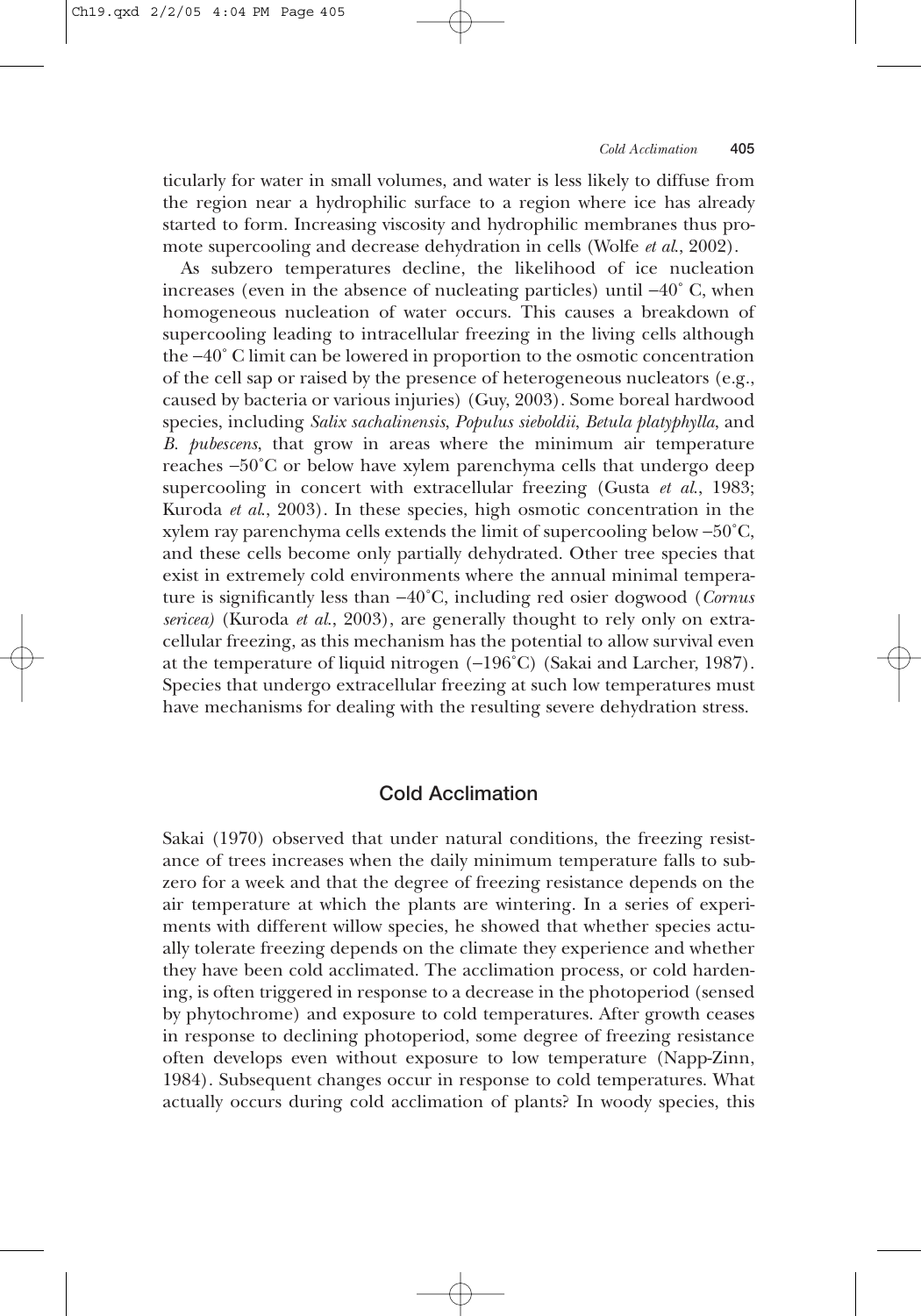ticularly for water in small volumes, and water is less likely to diffuse from the region near a hydrophilic surface to a region where ice has already started to form. Increasing viscosity and hydrophilic membranes thus promote supercooling and decrease dehydration in cells (Wolfe *et al.*, 2002).

As subzero temperatures decline, the likelihood of ice nucleation increases (even in the absence of nucleating particles) until −40° C, when homogeneous nucleation of water occurs. This causes a breakdown of supercooling leading to intracellular freezing in the living cells although the −40° C limit can be lowered in proportion to the osmotic concentration of the cell sap or raised by the presence of heterogeneous nucleators (e.g., caused by bacteria or various injuries) (Guy, 2003). Some boreal hardwood species, including *Salix sachalinensis*, *Populus sieboldii*, *Betula platyphylla*, and *B. pubescens*, that grow in areas where the minimum air temperature reaches −50°C or below have xylem parenchyma cells that undergo deep supercooling in concert with extracellular freezing (Gusta *et al.*, 1983; Kuroda *et al.*, 2003). In these species, high osmotic concentration in the xylem ray parenchyma cells extends the limit of supercooling below −50°C, and these cells become only partially dehydrated. Other tree species that exist in extremely cold environments where the annual minimal temperature is significantly less than −40°C, including red osier dogwood (*Cornus sericea*) (Kuroda *et al.*, 2003), are generally thought to rely only on extracellular freezing, as this mechanism has the potential to allow survival even at the temperature of liquid nitrogen (−196°C) (Sakai and Larcher, 1987). Species that undergo extracellular freezing at such low temperatures must have mechanisms for dealing with the resulting severe dehydration stress.

## Cold Acclimation

Sakai (1970) observed that under natural conditions, the freezing resistance of trees increases when the daily minimum temperature falls to subzero for a week and that the degree of freezing resistance depends on the air temperature at which the plants are wintering. In a series of experiments with different willow species, he showed that whether species actually tolerate freezing depends on the climate they experience and whether they have been cold acclimated. The acclimation process, or cold hardening, is often triggered in response to a decrease in the photoperiod (sensed by phytochrome) and exposure to cold temperatures. After growth ceases in response to declining photoperiod, some degree of freezing resistance often develops even without exposure to low temperature (Napp-Zinn, 1984). Subsequent changes occur in response to cold temperatures. What actually occurs during cold acclimation of plants? In woody species, this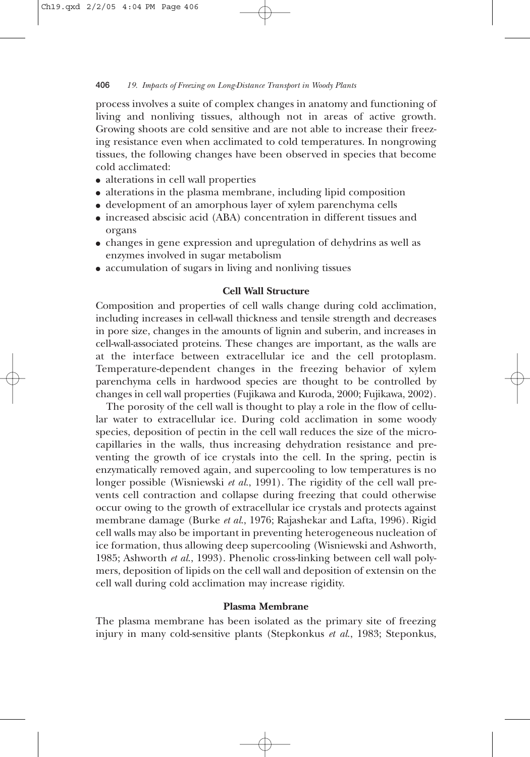process involves a suite of complex changes in anatomy and functioning of living and nonliving tissues, although not in areas of active growth. Growing shoots are cold sensitive and are not able to increase their freezing resistance even when acclimated to cold temperatures. In nongrowing tissues, the following changes have been observed in species that become cold acclimated:

- alterations in cell wall properties
- alterations in the plasma membrane, including lipid composition
- development of an amorphous layer of xylem parenchyma cells
- increased abscisic acid (ABA) concentration in different tissues and organs
- changes in gene expression and upregulation of dehydrins as well as enzymes involved in sugar metabolism
- accumulation of sugars in living and nonliving tissues

### Cell Wall Structure

Composition and properties of cell walls change during cold acclimation, including increases in cell-wall thickness and tensile strength and decreases in pore size, changes in the amounts of lignin and suberin, and increases in cell-wall-associated proteins. These changes are important, as the walls are at the interface between extracellular ice and the cell protoplasm. Temperature-dependent changes in the freezing behavior of xylem parenchyma cells in hardwood species are thought to be controlled by changes in cell wall properties (Fujikawa and Kuroda, 2000; Fujikawa, 2002).

The porosity of the cell wall is thought to play a role in the flow of cellular water to extracellular ice. During cold acclimation in some woody species, deposition of pectin in the cell wall reduces the size of the microcapillaries in the walls, thus increasing dehydration resistance and preventing the growth of ice crystals into the cell. In the spring, pectin is enzymatically removed again, and supercooling to low temperatures is no longer possible (Wisniewski *et al.*, 1991). The rigidity of the cell wall prevents cell contraction and collapse during freezing that could otherwise occur owing to the growth of extracellular ice crystals and protects against membrane damage (Burke *et al.*, 1976; Rajashekar and Lafta, 1996). Rigid cell walls may also be important in preventing heterogeneous nucleation of ice formation, thus allowing deep supercooling (Wisniewski and Ashworth, 1985; Ashworth *et al.*, 1993). Phenolic cross-linking between cell wall polymers, deposition of lipids on the cell wall and deposition of extensin on the cell wall during cold acclimation may increase rigidity.

### Plasma Membrane

The plasma membrane has been isolated as the primary site of freezing injury in many cold-sensitive plants (Stepkonkus *et al.*, 1983; Steponkus,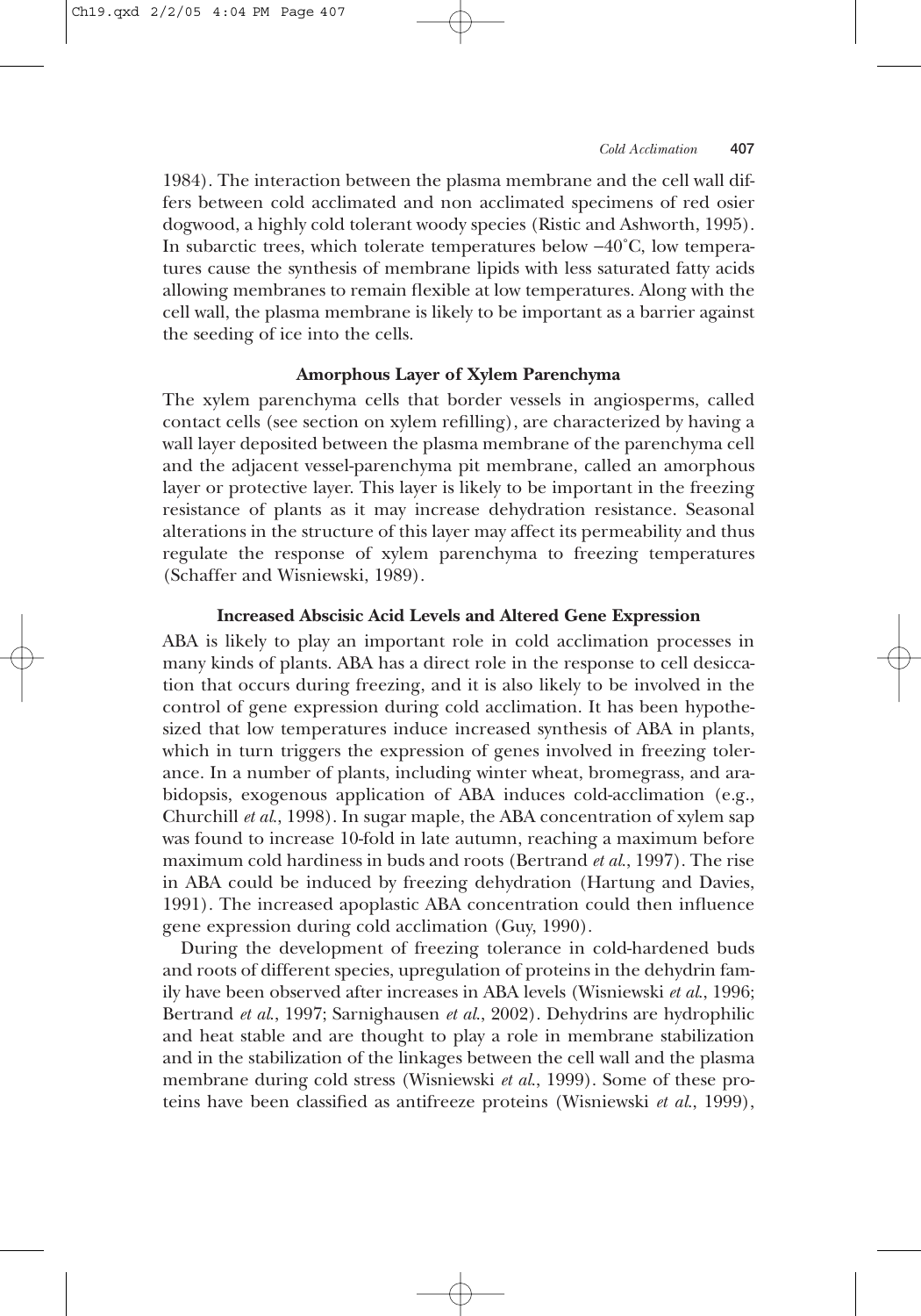1984). The interaction between the plasma membrane and the cell wall differs between cold acclimated and non acclimated specimens of red osier dogwood, a highly cold tolerant woody species (Ristic and Ashworth, 1995). In subarctic trees, which tolerate temperatures below −40°C, low temperatures cause the synthesis of membrane lipids with less saturated fatty acids allowing membranes to remain flexible at low temperatures. Along with the cell wall, the plasma membrane is likely to be important as a barrier against the seeding of ice into the cells.

### Amorphous Layer of Xylem Parenchyma

The xylem parenchyma cells that border vessels in angiosperms, called contact cells (see section on xylem refilling), are characterized by having a wall layer deposited between the plasma membrane of the parenchyma cell and the adjacent vessel-parenchyma pit membrane, called an amorphous layer or protective layer. This layer is likely to be important in the freezing resistance of plants as it may increase dehydration resistance. Seasonal alterations in the structure of this layer may affect its permeability and thus regulate the response of xylem parenchyma to freezing temperatures (Schaffer and Wisniewski, 1989).

### Increased Abscisic Acid Levels and Altered Gene Expression

ABA is likely to play an important role in cold acclimation processes in many kinds of plants. ABA has a direct role in the response to cell desiccation that occurs during freezing, and it is also likely to be involved in the control of gene expression during cold acclimation. It has been hypothesized that low temperatures induce increased synthesis of ABA in plants, which in turn triggers the expression of genes involved in freezing tolerance. In a number of plants, including winter wheat, bromegrass, and arabidopsis, exogenous application of ABA induces cold-acclimation (e.g., Churchill *et al.*, 1998). In sugar maple, the ABA concentration of xylem sap was found to increase 10-fold in late autumn, reaching a maximum before maximum cold hardiness in buds and roots (Bertrand *et al.*, 1997). The rise in ABA could be induced by freezing dehydration (Hartung and Davies, 1991). The increased apoplastic ABA concentration could then influence gene expression during cold acclimation (Guy, 1990).

During the development of freezing tolerance in cold-hardened buds and roots of different species, upregulation of proteins in the dehydrin family have been observed after increases in ABA levels (Wisniewski *et al.*, 1996; Bertrand *et al.*, 1997; Sarnighausen *et al.*, 2002). Dehydrins are hydrophilic and heat stable and are thought to play a role in membrane stabilization and in the stabilization of the linkages between the cell wall and the plasma membrane during cold stress (Wisniewski *et al.*, 1999). Some of these proteins have been classified as antifreeze proteins (Wisniewski *et al.*, 1999),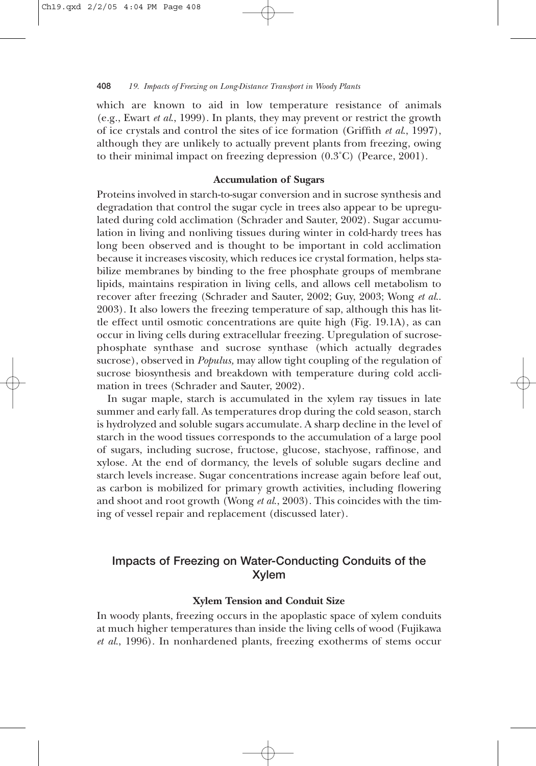which are known to aid in low temperature resistance of animals (e.g., Ewart *et al.*, 1999). In plants, they may prevent or restrict the growth of ice crystals and control the sites of ice formation (Griffith *et al.*, 1997), although they are unlikely to actually prevent plants from freezing, owing to their minimal impact on freezing depression (0.3°C) (Pearce, 2001).

### Accumulation of Sugars

Proteins involved in starch-to-sugar conversion and in sucrose synthesis and degradation that control the sugar cycle in trees also appear to be upregulated during cold acclimation (Schrader and Sauter, 2002). Sugar accumulation in living and nonliving tissues during winter in cold-hardy trees has long been observed and is thought to be important in cold acclimation because it increases viscosity, which reduces ice crystal formation, helps stabilize membranes by binding to the free phosphate groups of membrane lipids, maintains respiration in living cells, and allows cell metabolism to recover after freezing (Schrader and Sauter, 2002; Guy, 2003; Wong *et al.*. 2003). It also lowers the freezing temperature of sap, although this has little effect until osmotic concentrations are quite high (Fig. 19.1A), as can occur in living cells during extracellular freezing. Upregulation of sucrose-phosphate synthase and sucrose synthase (which actually degrades sucrose), observed in *Populus,* may allow tight coupling of the regulation of sucrose biosynthesis and breakdown with temperature during cold acclimation in trees (Schrader and Sauter, 2002).

In sugar maple, starch is accumulated in the xylem ray tissues in late summer and early fall. As temperatures drop during the cold season, starch is hydrolyzed and soluble sugars accumulate. A sharp decline in the level of starch in the wood tissues corresponds to the accumulation of a large pool of sugars, including sucrose, fructose, glucose, stachyose, raffinose, and xylose. At the end of dormancy, the levels of soluble sugars decline and starch levels increase. Sugar concentrations increase again before leaf out, as carbon is mobilized for primary growth activities, including flowering and shoot and root growth (Wong *et al.*, 2003). This coincides with the timing of vessel repair and replacement (discussed later).

## Impacts of Freezing on Water-Conducting Conduits of the Xylem

### Xylem Tension and Conduit Size

In woody plants, freezing occurs in the apoplastic space of xylem conduits at much higher temperatures than inside the living cells of wood (Fujikawa *et al.*, 1996). In nonhardened plants, freezing exotherms of stems occur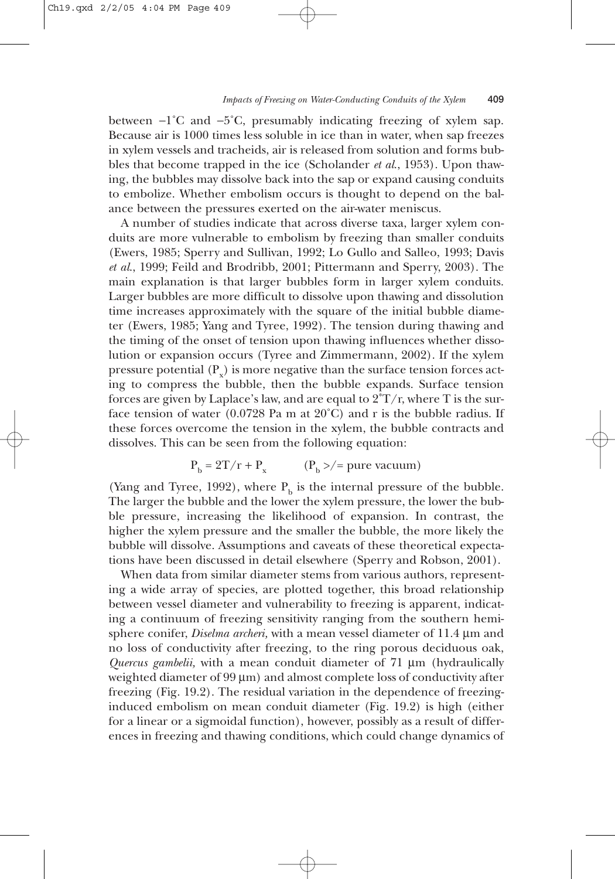between −1°C and −5°C, presumably indicating freezing of xylem sap. Because air is 1000 times less soluble in ice than in water, when sap freezes in xylem vessels and tracheids, air is released from solution and forms bubbles that become trapped in the ice (Scholander *et al.*, 1953). Upon thawing, the bubbles may dissolve back into the sap or expand causing conduits to embolize. Whether embolism occurs is thought to depend on the balance between the pressures exerted on the air-water meniscus.

A number of studies indicate that across diverse taxa, larger xylem conduits are more vulnerable to embolism by freezing than smaller conduits (Ewers, 1985; Sperry and Sullivan, 1992; Lo Gullo and Salleo, 1993; Davis *et al.*, 1999; Feild and Brodribb, 2001; Pittermann and Sperry, 2003). The main explanation is that larger bubbles form in larger xylem conduits. Larger bubbles are more difficult to dissolve upon thawing and dissolution time increases approximately with the square of the initial bubble diameter (Ewers, 1985; Yang and Tyree, 1992). The tension during thawing and the timing of the onset of tension upon thawing influences whether dissolution or expansion occurs (Tyree and Zimmermann, 2002). If the xylem pressure potential ($P_x$) is more negative than the surface tension forces acting to compress the bubble, then the bubble expands. Surface tension forces are given by Laplace's law, and are equal to $2^*T/r$, where T is the surface tension of water (0.0728 Pa m at 20°C) and r is the bubble radius. If these forces overcome the tension in the xylem, the bubble contracts and dissolves. This can be seen from the following equation:

$$P_b = 2T/r + P_x \qquad (P_b >/= \text{pure vacuum})$$

(Yang and Tyree, 1992), where $P_b$ is the internal pressure of the bubble. The larger the bubble and the lower the xylem pressure, the lower the bubble pressure, increasing the likelihood of expansion. In contrast, the higher the xylem pressure and the smaller the bubble, the more likely the bubble will dissolve. Assumptions and caveats of these theoretical expectations have been discussed in detail elsewhere (Sperry and Robson, 2001).

When data from similar diameter stems from various authors, representing a wide array of species, are plotted together, this broad relationship between vessel diameter and vulnerability to freezing is apparent, indicating a continuum of freezing sensitivity ranging from the southern hemisphere conifer, *Diselma archeri,* with a mean vessel diameter of 11.4 μm and no loss of conductivity after freezing, to the ring porous deciduous oak, *Quercus gambelii,* with a mean conduit diameter of 71 μm (hydraulically weighted diameter of 99 μm) and almost complete loss of conductivity after freezing (Fig. 19.2). The residual variation in the dependence of freezing-induced embolism on mean conduit diameter (Fig. 19.2) is high (either for a linear or a sigmoidal function), however, possibly as a result of differences in freezing and thawing conditions, which could change dynamics of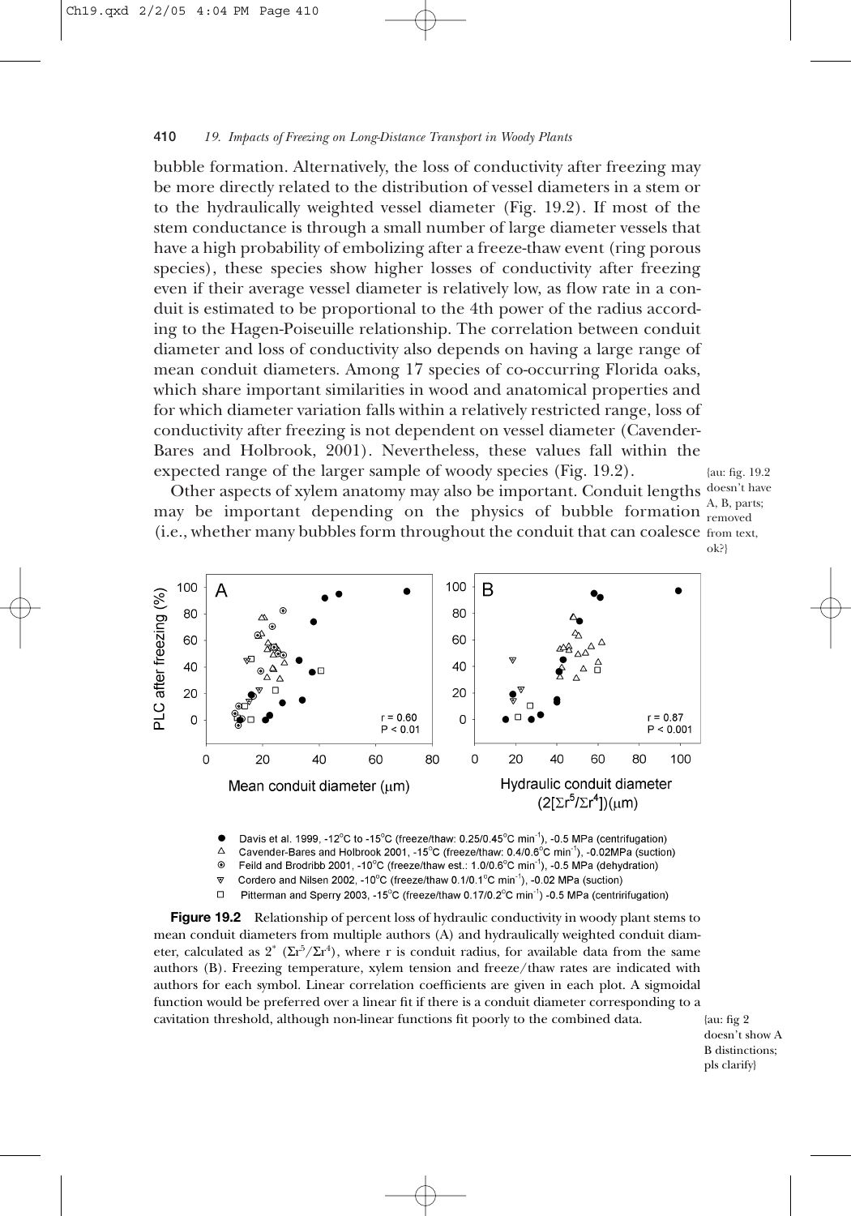bubble formation. Alternatively, the loss of conductivity after freezing may be more directly related to the distribution of vessel diameters in a stem or to the hydraulically weighted vessel diameter (Fig. 19.2). If most of the stem conductance is through a small number of large diameter vessels that have a high probability of embolizing after a freeze-thaw event (ring porous species), these species show higher losses of conductivity after freezing even if their average vessel diameter is relatively low, as flow rate in a conduit is estimated to be proportional to the 4th power of the radius according to the Hagen-Poiseuille relationship. The correlation between conduit diameter and loss of conductivity also depends on having a large range of mean conduit diameters. Among 17 species of co-occurring Florida oaks, which share important similarities in wood and anatomical properties and for which diameter variation falls within a relatively restricted range, loss of conductivity after freezing is not dependent on vessel diameter (Cavender-Bares and Holbrook, 2001). Nevertheless, these values fall within the expected range of the larger sample of woody species (Fig. 19.2).

{au: fig. 19.2 doesn't have A, B, parts; removed from text, ok?}

Other aspects of xylem anatomy may also be important. Conduit lengths may be important depending on the physics of bubble formation (i.e., whether many bubbles form throughout the conduit that can coalesce

- ● Davis et al. 1999, -12°C to -15°C (freeze/thaw: 0.25/0.45°C min$^{-1}$), -0.5 MPa (centrifugation)
- △ Cavender-Bares and Holbrook 2001, -15°C (freeze/thaw: 0.4/0.6°C min$^{-1}$), -0.02MPa (suction)
- ⊙ Feild and Brodribb 2001, -10°C (freeze/thaw est.: 1.0/0.6°C min$^{-1}$), -0.5 MPa (dehydration)
- ▽ Cordero and Nilsen 2002, -10°C (freeze/thaw 0.1/0.1°C min$^{-1}$), -0.02 MPa (suction)
- □ Pitterman and Sperry 2003, -15°C (freeze/thaw 0.17/0.2°C min$^{-1}$) -0.5 MPa (centririfugation)

**Figure 19.2** Relationship of percent loss of hydraulic conductivity in woody plant stems to mean conduit diameters from multiple authors (A) and hydraulically weighted conduit diameter, calculated as $2^* (\Sigma r^5/\Sigma r^4)$, where r is conduit radius, for available data from the same authors (B). Freezing temperature, xylem tension and freeze/thaw rates are indicated with authors for each symbol. Linear correlation coefficients are given in each plot. A sigmoidal function would be preferred over a linear fit if there is a conduit diameter corresponding to a cavitation threshold, although non-linear functions fit poorly to the combined data.

{au: fig 2 doesn't show A B distinctions; pls clarify}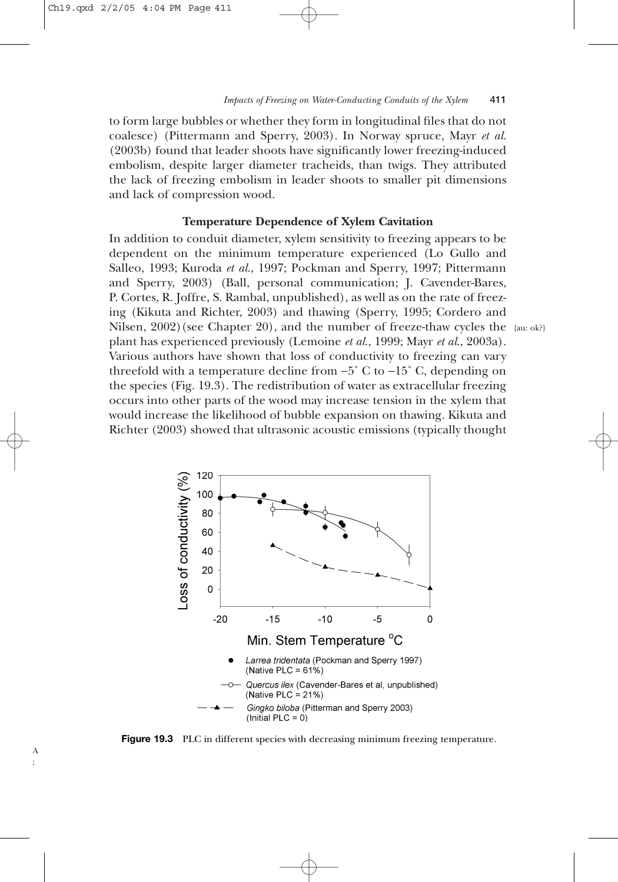to form large bubbles or whether they form in longitudinal files that do not coalesce) (Pittermann and Sperry, 2003). In Norway spruce, Mayr *et al.* (2003b) found that leader shoots have significantly lower freezing-induced embolism, despite larger diameter tracheids, than twigs. They attributed the lack of freezing embolism in leader shoots to smaller pit dimensions and lack of compression wood.

### Temperature Dependence of Xylem Cavitation

In addition to conduit diameter, xylem sensitivity to freezing appears to be dependent on the minimum temperature experienced (Lo Gullo and Salleo, 1993; Kuroda *et al.*, 1997; Pockman and Sperry, 1997; Pittermann and Sperry, 2003) (Ball, personal communication; J. Cavender-Bares, P. Cortes, R. Joffre, S. Rambal, unpublished), as well as on the rate of freezing (Kikuta and Richter, 2003) and thawing (Sperry, 1995; Cordero and Nilsen, 2002) (see Chapter 20), and the number of freeze-thaw cycles the plant has experienced previously (Lemoine *et al.*, 1999; Mayr *et al.*, 2003a). Various authors have shown that loss of conductivity to freezing can vary threefold with a temperature decline from −5° C to −15° C, depending on the species (Fig. 19.3). The redistribution of water as extracellular freezing occurs into other parts of the wood may increase tension in the xylem that would increase the likelihood of bubble expansion on thawing. Kikuta and Richter (2003) showed that ultrasonic acoustic emissions (typically thought

**Figure 19.3** PLC in different species with decreasing minimum freezing temperature.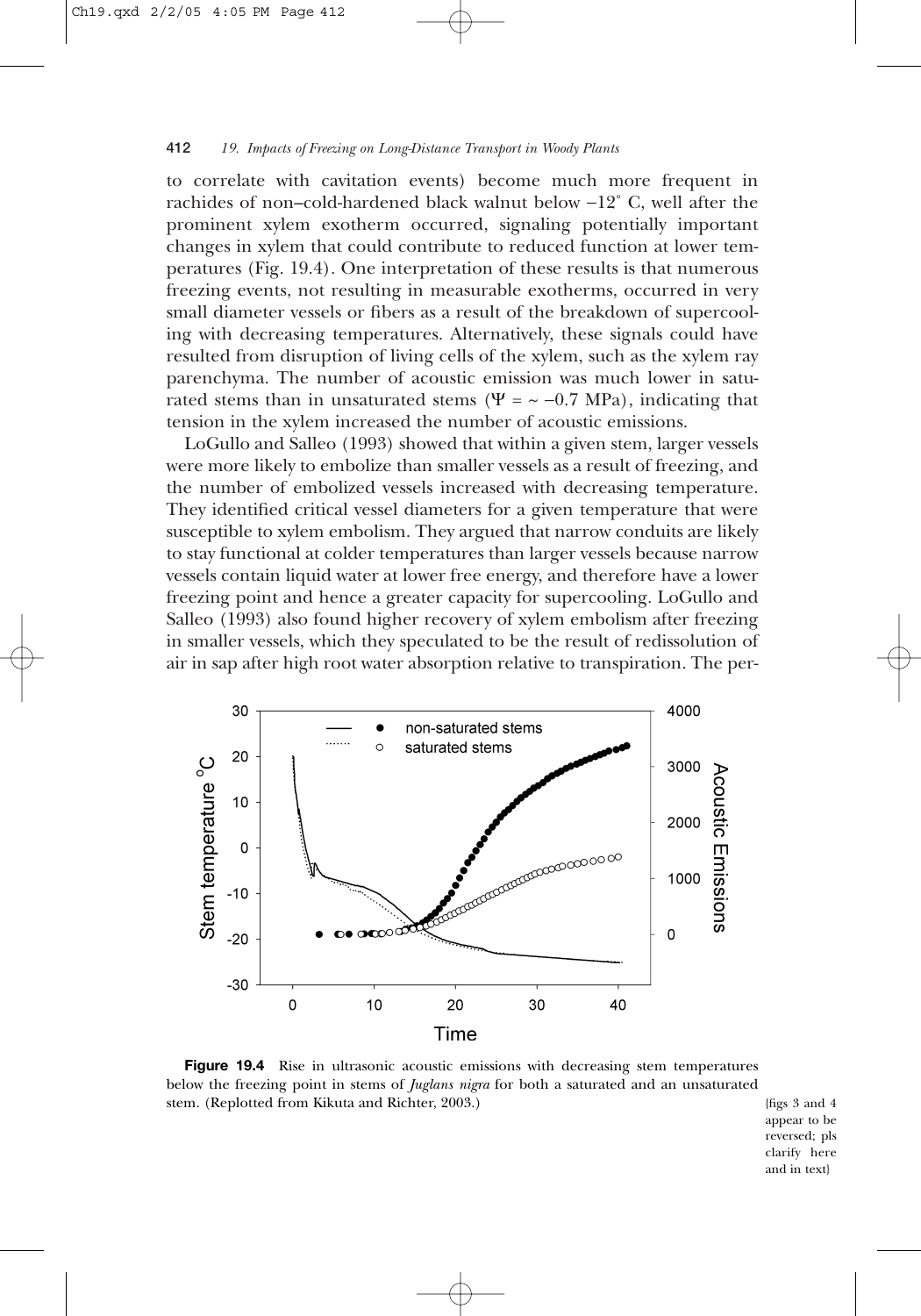to correlate with cavitation events) become much more frequent in rachides of non–cold-hardened black walnut below −12° C, well after the prominent xylem exotherm occurred, signaling potentially important changes in xylem that could contribute to reduced function at lower temperatures (Fig. 19.4). One interpretation of these results is that numerous freezing events, not resulting in measurable exotherms, occurred in very small diameter vessels or fibers as a result of the breakdown of supercooling with decreasing temperatures. Alternatively, these signals could have resulted from disruption of living cells of the xylem, such as the xylem ray parenchyma. The number of acoustic emission was much lower in saturated stems than in unsaturated stems ($\Psi = \sim -0.7$ MPa), indicating that tension in the xylem increased the number of acoustic emissions.

LoGullo and Salleo (1993) showed that within a given stem, larger vessels were more likely to embolize than smaller vessels as a result of freezing, and the number of embolized vessels increased with decreasing temperature. They identified critical vessel diameters for a given temperature that were susceptible to xylem embolism. They argued that narrow conduits are likely to stay functional at colder temperatures than larger vessels because narrow vessels contain liquid water at lower free energy, and therefore have a lower freezing point and hence a greater capacity for supercooling. LoGullo and Salleo (1993) also found higher recovery of xylem embolism after freezing in smaller vessels, which they speculated to be the result of redissolution of air in sap after high root water absorption relative to transpiration. The per-

**Figure 19.4** Rise in ultrasonic acoustic emissions with decreasing stem temperatures below the freezing point in stems of *Juglans nigra* for both a saturated and an unsaturated stem. (Replotted from Kikuta and Richter, 2003.)

{figs 3 and 4 appear to be reversed; pls clarify here and in text}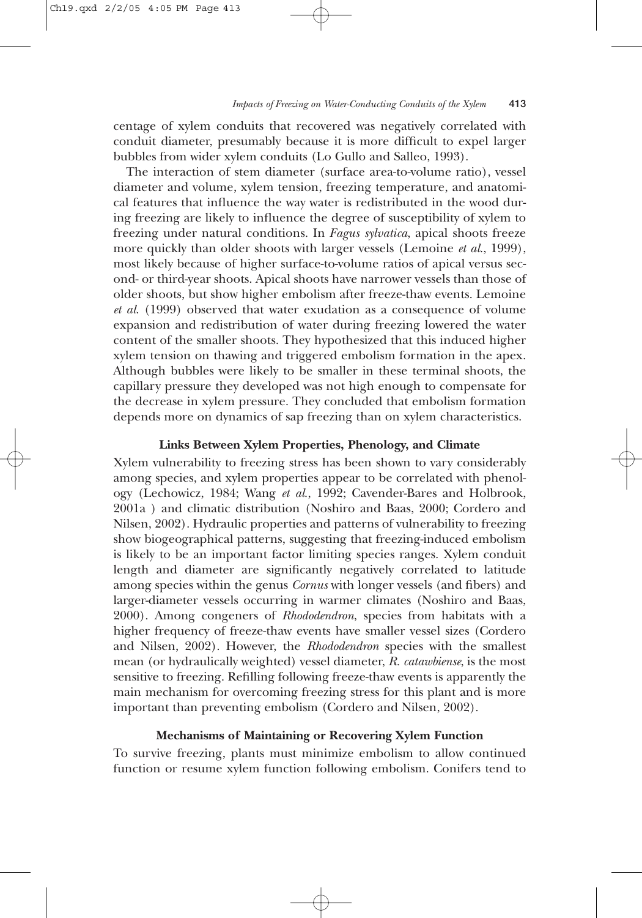centage of xylem conduits that recovered was negatively correlated with conduit diameter, presumably because it is more difficult to expel larger bubbles from wider xylem conduits (Lo Gullo and Salleo, 1993).

The interaction of stem diameter (surface area-to-volume ratio), vessel diameter and volume, xylem tension, freezing temperature, and anatomical features that influence the way water is redistributed in the wood during freezing are likely to influence the degree of susceptibility of xylem to freezing under natural conditions. In *Fagus sylvatica*, apical shoots freeze more quickly than older shoots with larger vessels (Lemoine *et al.*, 1999), most likely because of higher surface-to-volume ratios of apical versus second- or third-year shoots. Apical shoots have narrower vessels than those of older shoots, but show higher embolism after freeze-thaw events. Lemoine *et al.* (1999) observed that water exudation as a consequence of volume expansion and redistribution of water during freezing lowered the water content of the smaller shoots. They hypothesized that this induced higher xylem tension on thawing and triggered embolism formation in the apex. Although bubbles were likely to be smaller in these terminal shoots, the capillary pressure they developed was not high enough to compensate for the decrease in xylem pressure. They concluded that embolism formation depends more on dynamics of sap freezing than on xylem characteristics.

### Links Between Xylem Properties, Phenology, and Climate

Xylem vulnerability to freezing stress has been shown to vary considerably among species, and xylem properties appear to be correlated with phenology (Lechowicz, 1984; Wang *et al.*, 1992; Cavender-Bares and Holbrook, 2001a ) and climatic distribution (Noshiro and Baas, 2000; Cordero and Nilsen, 2002). Hydraulic properties and patterns of vulnerability to freezing show biogeographical patterns, suggesting that freezing-induced embolism is likely to be an important factor limiting species ranges. Xylem conduit length and diameter are significantly negatively correlated to latitude among species within the genus *Cornus* with longer vessels (and fibers) and larger-diameter vessels occurring in warmer climates (Noshiro and Baas, 2000). Among congeners of *Rhododendron*, species from habitats with a higher frequency of freeze-thaw events have smaller vessel sizes (Cordero and Nilsen, 2002). However, the *Rhododendron* species with the smallest mean (or hydraulically weighted) vessel diameter, *R. catawbiense*, is the most sensitive to freezing. Refilling following freeze-thaw events is apparently the main mechanism for overcoming freezing stress for this plant and is more important than preventing embolism (Cordero and Nilsen, 2002).

### Mechanisms of Maintaining or Recovering Xylem Function

To survive freezing, plants must minimize embolism to allow continued function or resume xylem function following embolism. Conifers tend to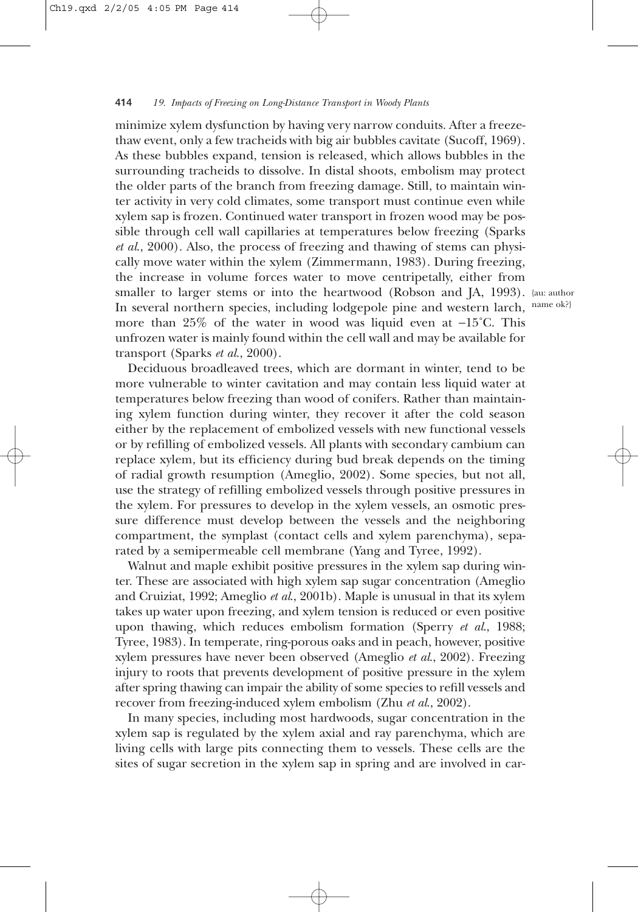minimize xylem dysfunction by having very narrow conduits. After a freeze-thaw event, only a few tracheids with big air bubbles cavitate (Sucoff, 1969). As these bubbles expand, tension is released, which allows bubbles in the surrounding tracheids to dissolve. In distal shoots, embolism may protect the older parts of the branch from freezing damage. Still, to maintain winter activity in very cold climates, some transport must continue even while xylem sap is frozen. Continued water transport in frozen wood may be possible through cell wall capillaries at temperatures below freezing (Sparks *et al.*, 2000). Also, the process of freezing and thawing of stems can physically move water within the xylem (Zimmermann, 1983). During freezing, the increase in volume forces water to move centripetally, either from smaller to larger stems or into the heartwood (Robson and JA, 1993). {au: author name ok?} In several northern species, including lodgepole pine and western larch, more than 25% of the water in wood was liquid even at −15°C. This unfrozen water is mainly found within the cell wall and may be available for transport (Sparks *et al.*, 2000).

Deciduous broadleaved trees, which are dormant in winter, tend to be more vulnerable to winter cavitation and may contain less liquid water at temperatures below freezing than wood of conifers. Rather than maintaining xylem function during winter, they recover it after the cold season either by the replacement of embolized vessels with new functional vessels or by refilling of embolized vessels. All plants with secondary cambium can replace xylem, but its efficiency during bud break depends on the timing of radial growth resumption (Ameglio, 2002). Some species, but not all, use the strategy of refilling embolized vessels through positive pressures in the xylem. For pressures to develop in the xylem vessels, an osmotic pressure difference must develop between the vessels and the neighboring compartment, the symplast (contact cells and xylem parenchyma), separated by a semipermeable cell membrane (Yang and Tyree, 1992).

Walnut and maple exhibit positive pressures in the xylem sap during winter. These are associated with high xylem sap sugar concentration (Ameglio and Cruiziat, 1992; Ameglio *et al.*, 2001b). Maple is unusual in that its xylem takes up water upon freezing, and xylem tension is reduced or even positive upon thawing, which reduces embolism formation (Sperry *et al.*, 1988; Tyree, 1983). In temperate, ring-porous oaks and in peach, however, positive xylem pressures have never been observed (Ameglio *et al.*, 2002). Freezing injury to roots that prevents development of positive pressure in the xylem after spring thawing can impair the ability of some species to refill vessels and recover from freezing-induced xylem embolism (Zhu *et al.*, 2002).

In many species, including most hardwoods, sugar concentration in the xylem sap is regulated by the xylem axial and ray parenchyma, which are living cells with large pits connecting them to vessels. These cells are the sites of sugar secretion in the xylem sap in spring and are involved in car-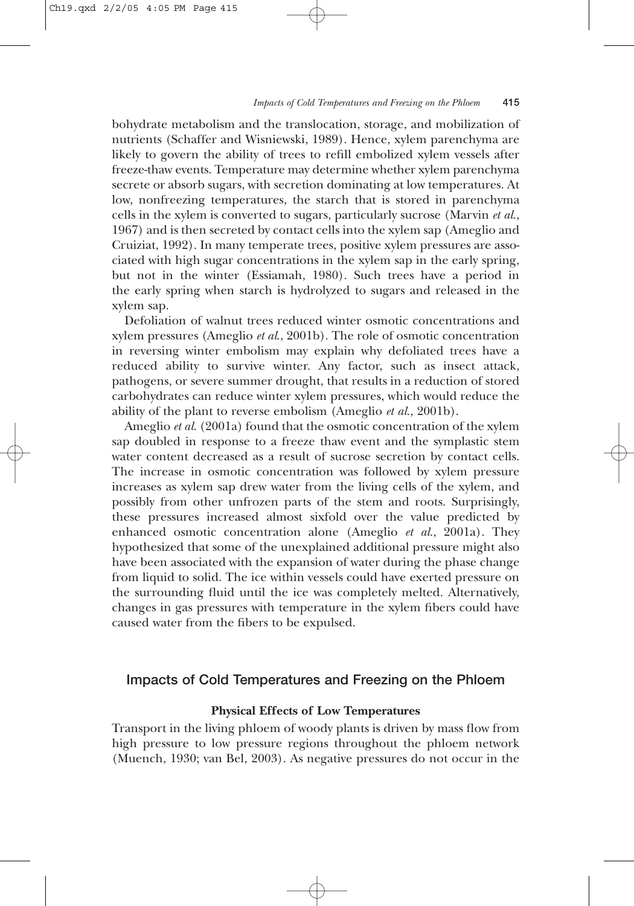bohydrate metabolism and the translocation, storage, and mobilization of nutrients (Schaffer and Wisniewski, 1989). Hence, xylem parenchyma are likely to govern the ability of trees to refill embolized xylem vessels after freeze-thaw events. Temperature may determine whether xylem parenchyma secrete or absorb sugars, with secretion dominating at low temperatures. At low, nonfreezing temperatures, the starch that is stored in parenchyma cells in the xylem is converted to sugars, particularly sucrose (Marvin *et al.*, 1967) and is then secreted by contact cells into the xylem sap (Ameglio and Cruiziat, 1992). In many temperate trees, positive xylem pressures are associated with high sugar concentrations in the xylem sap in the early spring, but not in the winter (Essiamah, 1980). Such trees have a period in the early spring when starch is hydrolyzed to sugars and released in the xylem sap.

Defoliation of walnut trees reduced winter osmotic concentrations and xylem pressures (Ameglio *et al.*, 2001b). The role of osmotic concentration in reversing winter embolism may explain why defoliated trees have a reduced ability to survive winter. Any factor, such as insect attack, pathogens, or severe summer drought, that results in a reduction of stored carbohydrates can reduce winter xylem pressures, which would reduce the ability of the plant to reverse embolism (Ameglio *et al.*, 2001b).

Ameglio *et al.* (2001a) found that the osmotic concentration of the xylem sap doubled in response to a freeze thaw event and the symplastic stem water content decreased as a result of sucrose secretion by contact cells. The increase in osmotic concentration was followed by xylem pressure increases as xylem sap drew water from the living cells of the xylem, and possibly from other unfrozen parts of the stem and roots. Surprisingly, these pressures increased almost sixfold over the value predicted by enhanced osmotic concentration alone (Ameglio *et al.*, 2001a). They hypothesized that some of the unexplained additional pressure might also have been associated with the expansion of water during the phase change from liquid to solid. The ice within vessels could have exerted pressure on the surrounding fluid until the ice was completely melted. Alternatively, changes in gas pressures with temperature in the xylem fibers could have caused water from the fibers to be expulsed.

## Impacts of Cold Temperatures and Freezing on the Phloem

### Physical Effects of Low Temperatures

Transport in the living phloem of woody plants is driven by mass flow from high pressure to low pressure regions throughout the phloem network (Muench, 1930; van Bel, 2003). As negative pressures do not occur in the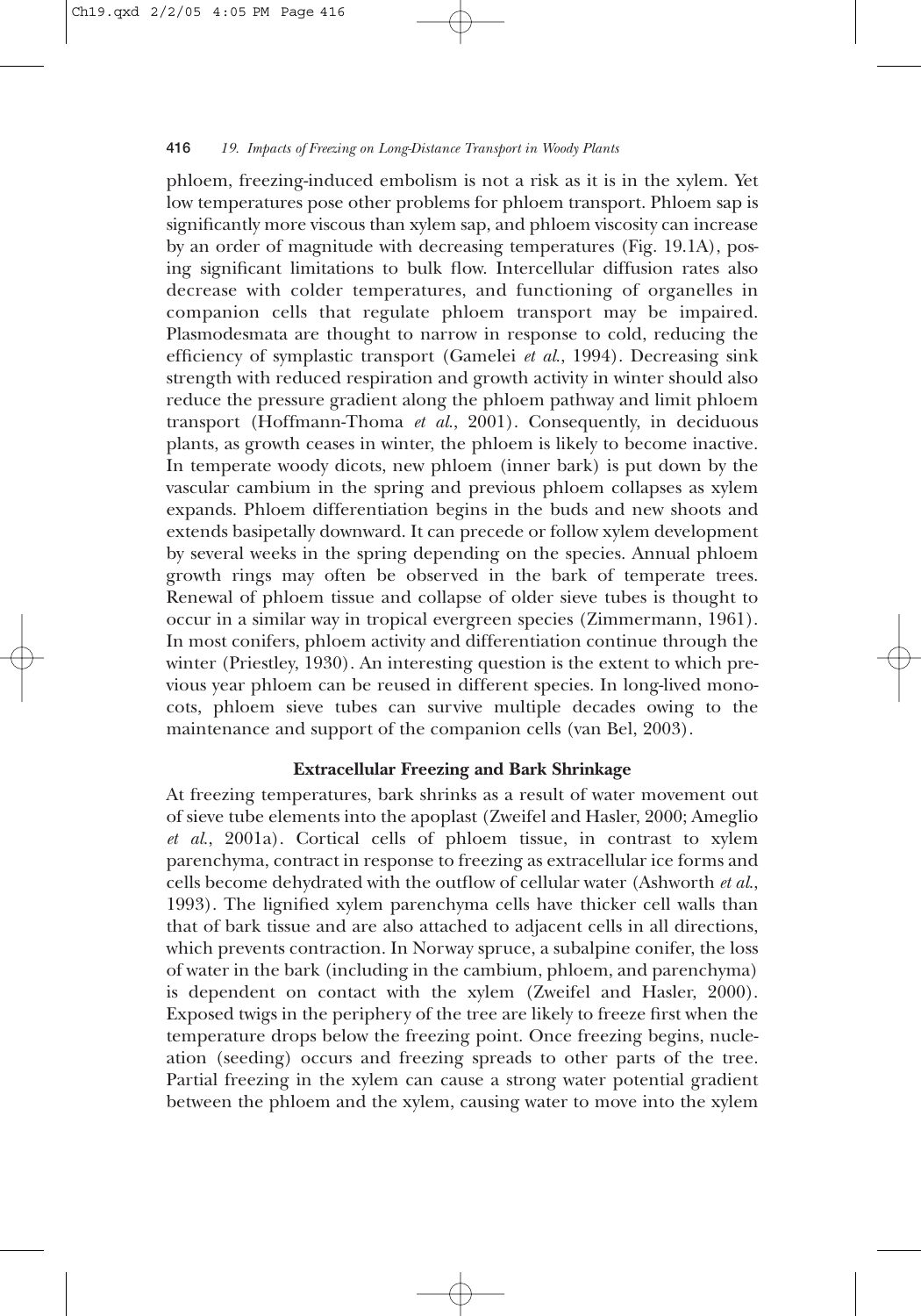phloem, freezing-induced embolism is not a risk as it is in the xylem. Yet low temperatures pose other problems for phloem transport. Phloem sap is significantly more viscous than xylem sap, and phloem viscosity can increase by an order of magnitude with decreasing temperatures (Fig. 19.1A), posing significant limitations to bulk flow. Intercellular diffusion rates also decrease with colder temperatures, and functioning of organelles in companion cells that regulate phloem transport may be impaired. Plasmodesmata are thought to narrow in response to cold, reducing the efficiency of symplastic transport (Gamelei *et al.*, 1994). Decreasing sink strength with reduced respiration and growth activity in winter should also reduce the pressure gradient along the phloem pathway and limit phloem transport (Hoffmann-Thoma *et al.*, 2001). Consequently, in deciduous plants, as growth ceases in winter, the phloem is likely to become inactive. In temperate woody dicots, new phloem (inner bark) is put down by the vascular cambium in the spring and previous phloem collapses as xylem expands. Phloem differentiation begins in the buds and new shoots and extends basipetally downward. It can precede or follow xylem development by several weeks in the spring depending on the species. Annual phloem growth rings may often be observed in the bark of temperate trees. Renewal of phloem tissue and collapse of older sieve tubes is thought to occur in a similar way in tropical evergreen species (Zimmermann, 1961). In most conifers, phloem activity and differentiation continue through the winter (Priestley, 1930). An interesting question is the extent to which previous year phloem can be reused in different species. In long-lived monocots, phloem sieve tubes can survive multiple decades owing to the maintenance and support of the companion cells (van Bel, 2003).

### Extracellular Freezing and Bark Shrinkage

At freezing temperatures, bark shrinks as a result of water movement out of sieve tube elements into the apoplast (Zweifel and Hasler, 2000; Ameglio *et al.*, 2001a). Cortical cells of phloem tissue, in contrast to xylem parenchyma, contract in response to freezing as extracellular ice forms and cells become dehydrated with the outflow of cellular water (Ashworth *et al.*, 1993). The lignified xylem parenchyma cells have thicker cell walls than that of bark tissue and are also attached to adjacent cells in all directions, which prevents contraction. In Norway spruce, a subalpine conifer, the loss of water in the bark (including in the cambium, phloem, and parenchyma) is dependent on contact with the xylem (Zweifel and Hasler, 2000). Exposed twigs in the periphery of the tree are likely to freeze first when the temperature drops below the freezing point. Once freezing begins, nucleation (seeding) occurs and freezing spreads to other parts of the tree. Partial freezing in the xylem can cause a strong water potential gradient between the phloem and the xylem, causing water to move into the xylem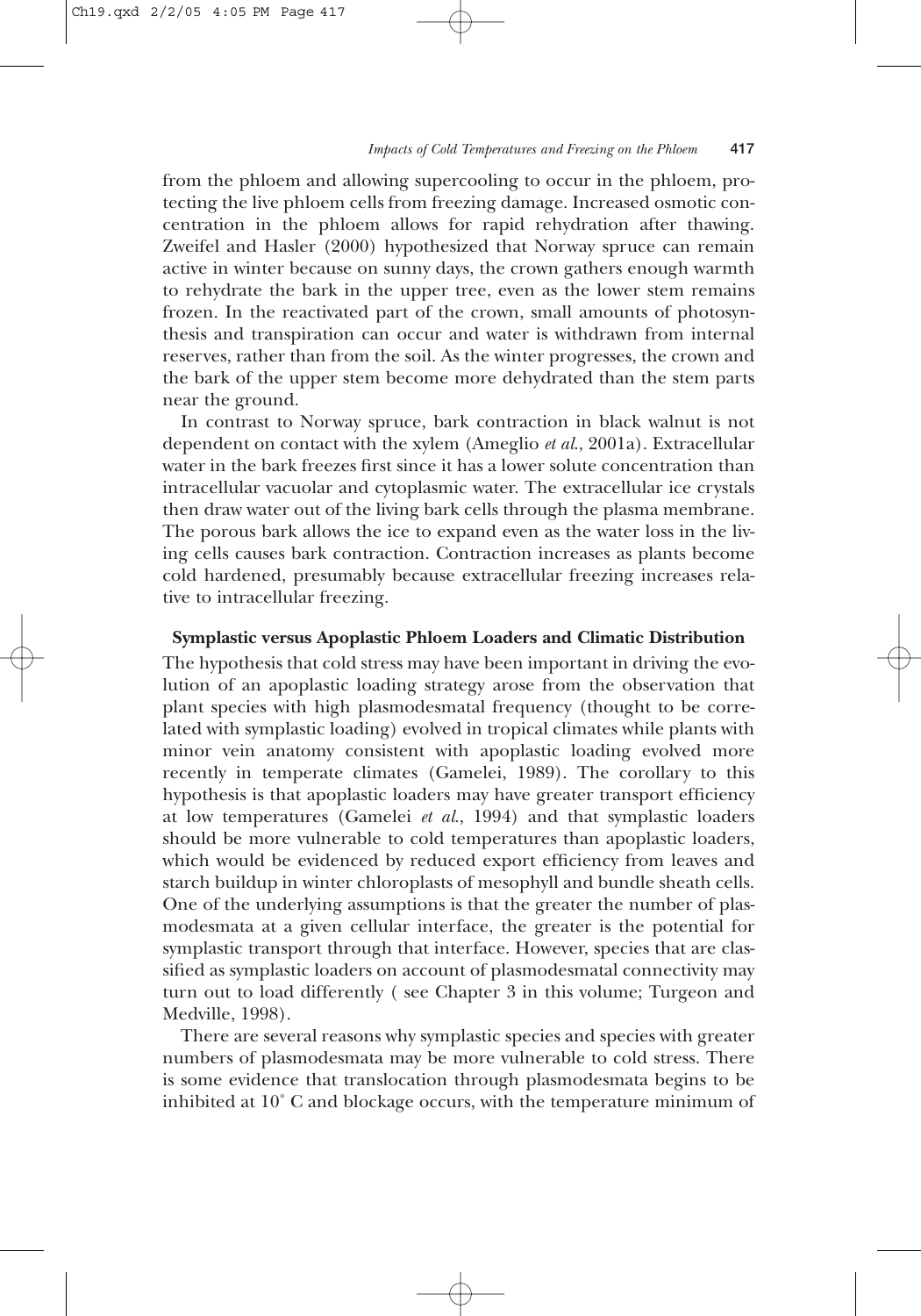from the phloem and allowing supercooling to occur in the phloem, protecting the live phloem cells from freezing damage. Increased osmotic concentration in the phloem allows for rapid rehydration after thawing. Zweifel and Hasler (2000) hypothesized that Norway spruce can remain active in winter because on sunny days, the crown gathers enough warmth to rehydrate the bark in the upper tree, even as the lower stem remains frozen. In the reactivated part of the crown, small amounts of photosynthesis and transpiration can occur and water is withdrawn from internal reserves, rather than from the soil. As the winter progresses, the crown and the bark of the upper stem become more dehydrated than the stem parts near the ground.

In contrast to Norway spruce, bark contraction in black walnut is not dependent on contact with the xylem (Ameglio *et al.*, 2001a). Extracellular water in the bark freezes first since it has a lower solute concentration than intracellular vacuolar and cytoplasmic water. The extracellular ice crystals then draw water out of the living bark cells through the plasma membrane. The porous bark allows the ice to expand even as the water loss in the living cells causes bark contraction. Contraction increases as plants become cold hardened, presumably because extracellular freezing increases relative to intracellular freezing.

### Symplastic versus Apoplastic Phloem Loaders and Climatic Distribution

The hypothesis that cold stress may have been important in driving the evolution of an apoplastic loading strategy arose from the observation that plant species with high plasmodesmatal frequency (thought to be correlated with symplastic loading) evolved in tropical climates while plants with minor vein anatomy consistent with apoplastic loading evolved more recently in temperate climates (Gamelei, 1989). The corollary to this hypothesis is that apoplastic loaders may have greater transport efficiency at low temperatures (Gamelei *et al.*, 1994) and that symplastic loaders should be more vulnerable to cold temperatures than apoplastic loaders, which would be evidenced by reduced export efficiency from leaves and starch buildup in winter chloroplasts of mesophyll and bundle sheath cells. One of the underlying assumptions is that the greater the number of plasmodesmata at a given cellular interface, the greater is the potential for symplastic transport through that interface. However, species that are classified as symplastic loaders on account of plasmodesmatal connectivity may turn out to load differently ( see Chapter 3 in this volume; Turgeon and Medville, 1998).

There are several reasons why symplastic species and species with greater numbers of plasmodesmata may be more vulnerable to cold stress. There is some evidence that translocation through plasmodesmata begins to be inhibited at 10° C and blockage occurs, with the temperature minimum of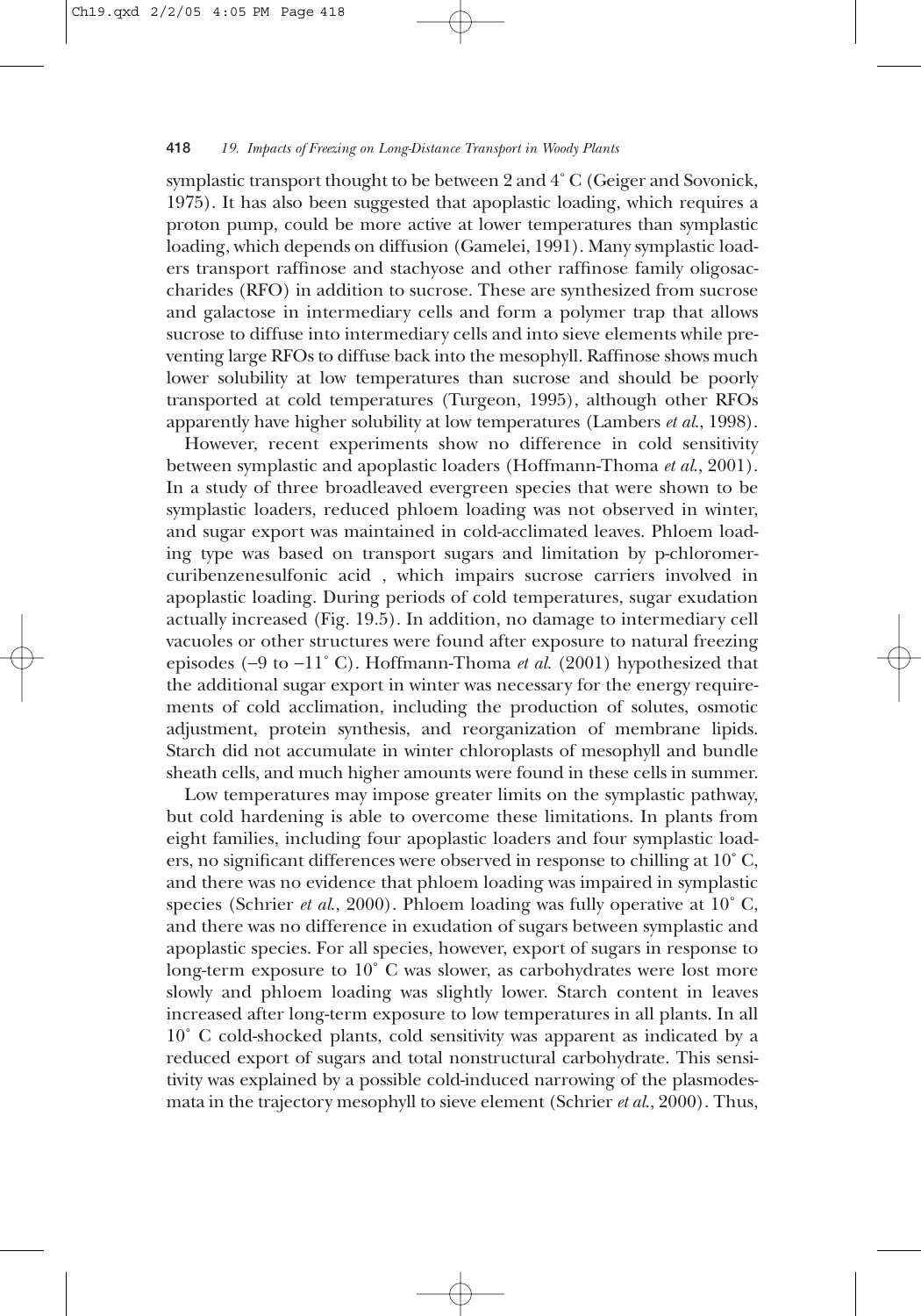symplastic transport thought to be between 2 and 4° C (Geiger and Sovonick, 1975). It has also been suggested that apoplastic loading, which requires a proton pump, could be more active at lower temperatures than symplastic loading, which depends on diffusion (Gamelei, 1991). Many symplastic loaders transport raffinose and stachyose and other raffinose family oligosaccharides (RFO) in addition to sucrose. These are synthesized from sucrose and galactose in intermediary cells and form a polymer trap that allows sucrose to diffuse into intermediary cells and into sieve elements while preventing large RFOs to diffuse back into the mesophyll. Raffinose shows much lower solubility at low temperatures than sucrose and should be poorly transported at cold temperatures (Turgeon, 1995), although other RFOs apparently have higher solubility at low temperatures (Lambers *et al.*, 1998).

However, recent experiments show no difference in cold sensitivity between symplastic and apoplastic loaders (Hoffmann-Thoma *et al.*, 2001). In a study of three broadleaved evergreen species that were shown to be symplastic loaders, reduced phloem loading was not observed in winter, and sugar export was maintained in cold-acclimated leaves. Phloem loading type was based on transport sugars and limitation by p-chloromercuribenzenesulfonic acid , which impairs sucrose carriers involved in apoplastic loading. During periods of cold temperatures, sugar exudation actually increased (Fig. 19.5). In addition, no damage to intermediary cell vacuoles or other structures were found after exposure to natural freezing episodes (−9 to −11° C). Hoffmann-Thoma *et al.* (2001) hypothesized that the additional sugar export in winter was necessary for the energy requirements of cold acclimation, including the production of solutes, osmotic adjustment, protein synthesis, and reorganization of membrane lipids. Starch did not accumulate in winter chloroplasts of mesophyll and bundle sheath cells, and much higher amounts were found in these cells in summer.

Low temperatures may impose greater limits on the symplastic pathway, but cold hardening is able to overcome these limitations. In plants from eight families, including four apoplastic loaders and four symplastic loaders, no significant differences were observed in response to chilling at 10° C, and there was no evidence that phloem loading was impaired in symplastic species (Schrier *et al.*, 2000). Phloem loading was fully operative at 10° C, and there was no difference in exudation of sugars between symplastic and apoplastic species. For all species, however, export of sugars in response to long-term exposure to 10° C was slower, as carbohydrates were lost more slowly and phloem loading was slightly lower. Starch content in leaves increased after long-term exposure to low temperatures in all plants. In all 10° C cold-shocked plants, cold sensitivity was apparent as indicated by a reduced export of sugars and total nonstructural carbohydrate. This sensitivity was explained by a possible cold-induced narrowing of the plasmodesmata in the trajectory mesophyll to sieve element (Schrier *et al.*, 2000). Thus,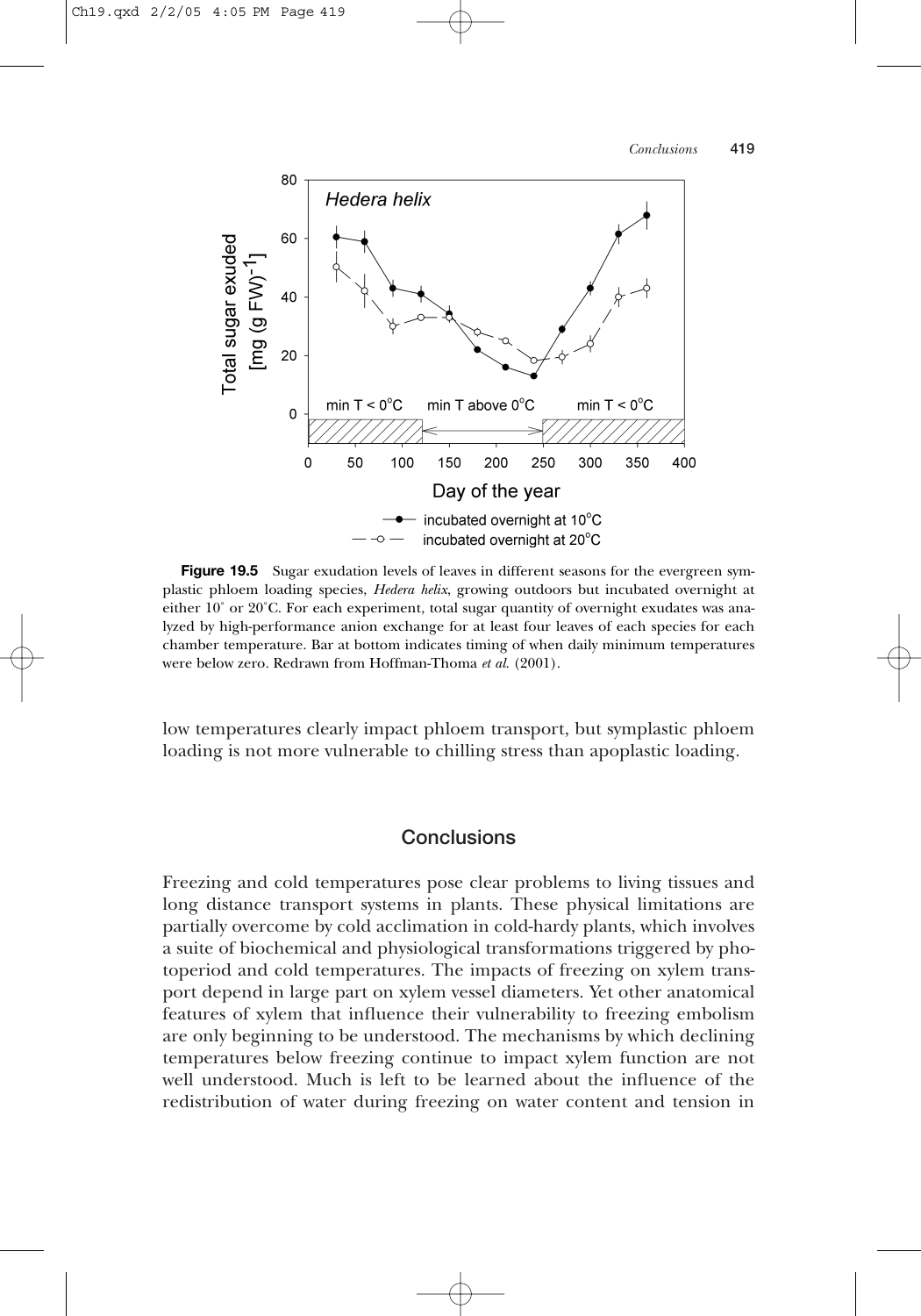**Figure 19.5** Sugar exudation levels of leaves in different seasons for the evergreen symplastic phloem loading species, *Hedera helix*, growing outdoors but incubated overnight at either 10° or 20°C. For each experiment, total sugar quantity of overnight exudates was analyzed by high-performance anion exchange for at least four leaves of each species for each chamber temperature. Bar at bottom indicates timing of when daily minimum temperatures were below zero. Redrawn from Hoffman-Thoma *et al.* (2001).

low temperatures clearly impact phloem transport, but symplastic phloem loading is not more vulnerable to chilling stress than apoplastic loading.

## Conclusions

Freezing and cold temperatures pose clear problems to living tissues and long distance transport systems in plants. These physical limitations are partially overcome by cold acclimation in cold-hardy plants, which involves a suite of biochemical and physiological transformations triggered by photoperiod and cold temperatures. The impacts of freezing on xylem transport depend in large part on xylem vessel diameters. Yet other anatomical features of xylem that influence their vulnerability to freezing embolism are only beginning to be understood. The mechanisms by which declining temperatures below freezing continue to impact xylem function are not well understood. Much is left to be learned about the influence of the redistribution of water during freezing on water content and tension in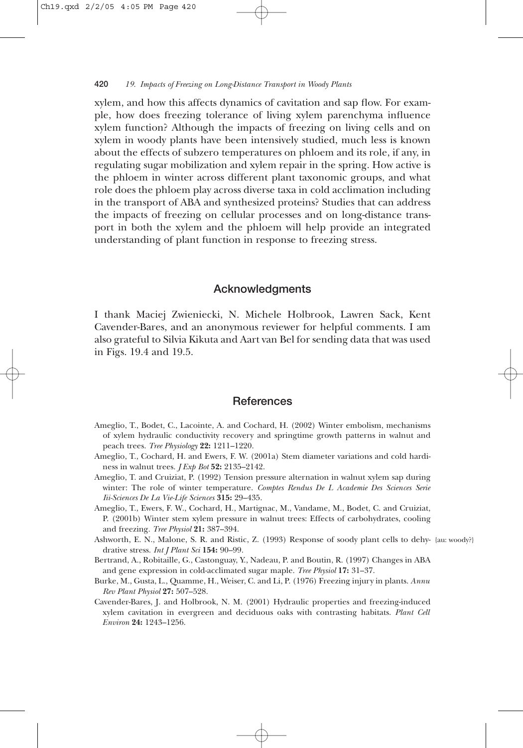xylem, and how this affects dynamics of cavitation and sap flow. For example, how does freezing tolerance of living xylem parenchyma influence xylem function? Although the impacts of freezing on living cells and on xylem in woody plants have been intensively studied, much less is known about the effects of subzero temperatures on phloem and its role, if any, in regulating sugar mobilization and xylem repair in the spring. How active is the phloem in winter across different plant taxonomic groups, and what role does the phloem play across diverse taxa in cold acclimation including in the transport of ABA and synthesized proteins? Studies that can address the impacts of freezing on cellular processes and on long-distance transport in both the xylem and the phloem will help provide an integrated understanding of plant function in response to freezing stress.

## Acknowledgments

I thank Maciej Zwieniecki, N. Michele Holbrook, Lawren Sack, Kent Cavender-Bares, and an anonymous reviewer for helpful comments. I am also grateful to Silvia Kikuta and Aart van Bel for sending data that was used in Figs. 19.4 and 19.5.

## References

Ameglio, T., Bodet, C., Lacointe, A. and Cochard, H. (2002) Winter embolism, mechanisms of xylem hydraulic conductivity recovery and springtime growth patterns in walnut and peach trees. *Tree Physiology* **22:** 1211–1220.

Ameglio, T., Cochard, H. and Ewers, F. W. (2001a) Stem diameter variations and cold hardiness in walnut trees. *J Exp Bot* **52:** 2135–2142.

Ameglio, T. and Cruiziat, P. (1992) Tension pressure alternation in walnut xylem sap during winter: The role of winter temperature. *Comptes Rendus De L Academie Des Sciences Serie Iii-Sciences De La Vie-Life Sciences* **315:** 29–435.

Ameglio, T., Ewers, F. W., Cochard, H., Martignac, M., Vandame, M., Bodet, C. and Cruiziat, P. (2001b) Winter stem xylem pressure in walnut trees: Effects of carbohydrates, cooling and freezing. *Tree Physiol* **21:** 387–394.

Ashworth, E. N., Malone, S. R. and Ristic, Z. (1993) Response of soody plant cells to dehydrative stress. *Int J Plant Sci* **154:** 90–99. {au: woody?}

Bertrand, A., Robitaille, G., Castonguay, Y., Nadeau, P. and Boutin, R. (1997) Changes in ABA and gene expression in cold-acclimated sugar maple. *Tree Physiol* **17:** 31–37.

Burke, M., Gusta, L., Quamme, H., Weiser, C. and Li, P. (1976) Freezing injury in plants. *Annu Rev Plant Physiol* **27:** 507–528.

Cavender-Bares, J. and Holbrook, N. M. (2001) Hydraulic properties and freezing-induced xylem cavitation in evergreen and deciduous oaks with contrasting habitats. *Plant Cell Environ* **24:** 1243–1256.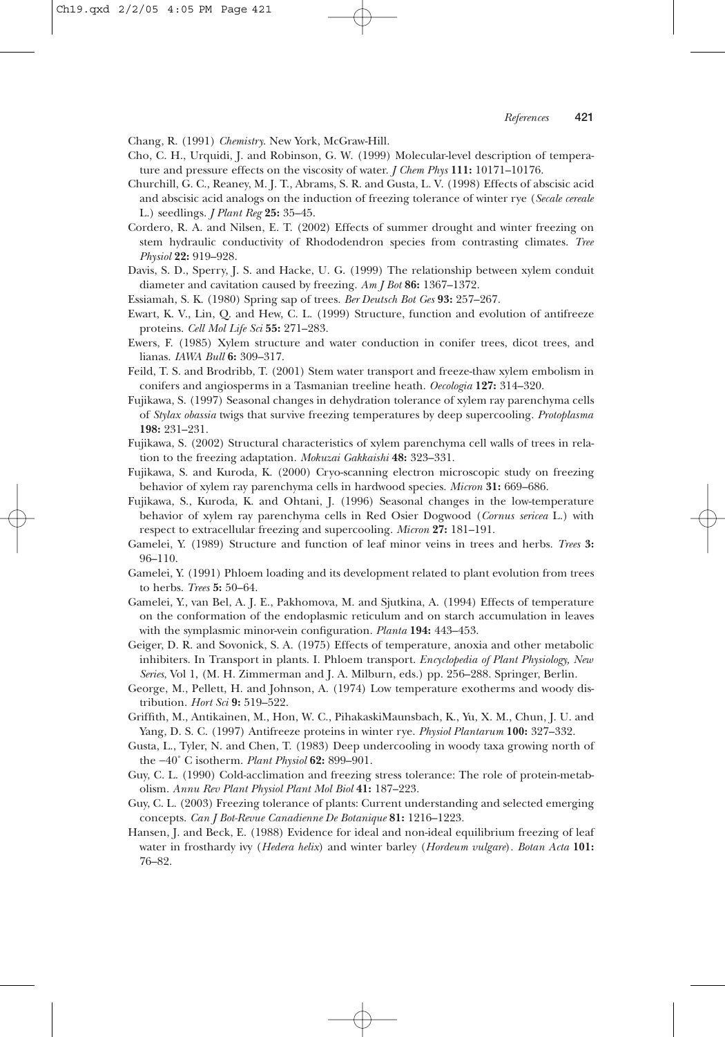Chang, R. (1991) *Chemistry*. New York, McGraw-Hill.

Cho, C. H., Urquidi, J. and Robinson, G. W. (1999) Molecular-level description of temperature and pressure effects on the viscosity of water. *J Chem Phys* **111:** 10171–10176.

Churchill, G. C., Reaney, M. J. T., Abrams, S. R. and Gusta, L. V. (1998) Effects of abscisic acid and abscisic acid analogs on the induction of freezing tolerance of winter rye (*Secale cereale* L.) seedlings. *J Plant Reg* **25:** 35–45.

Cordero, R. A. and Nilsen, E. T. (2002) Effects of summer drought and winter freezing on stem hydraulic conductivity of Rhododendron species from contrasting climates. *Tree Physiol* **22:** 919–928.

Davis, S. D., Sperry, J. S. and Hacke, U. G. (1999) The relationship between xylem conduit diameter and cavitation caused by freezing. *Am J Bot* **86:** 1367–1372.

Essiamah, S. K. (1980) Spring sap of trees. *Ber Deutsch Bot Ges* **93:** 257–267.

Ewart, K. V., Lin, Q. and Hew, C. L. (1999) Structure, function and evolution of antifreeze proteins. *Cell Mol Life Sci* **55:** 271–283.

Ewers, F. (1985) Xylem structure and water conduction in conifer trees, dicot trees, and lianas. *IAWA Bull* **6:** 309–317.

Feild, T. S. and Brodribb, T. (2001) Stem water transport and freeze-thaw xylem embolism in conifers and angiosperms in a Tasmanian treeline heath. *Oecologia* **127:** 314–320.

Fujikawa, S. (1997) Seasonal changes in dehydration tolerance of xylem ray parenchyma cells of *Stylax obassia* twigs that survive freezing temperatures by deep supercooling. *Protoplasma* **198:** 231–231.

Fujikawa, S. (2002) Structural characteristics of xylem parenchyma cell walls of trees in relation to the freezing adaptation. *Mokuzai Gakkaishi* **48:** 323–331.

Fujikawa, S. and Kuroda, K. (2000) Cryo-scanning electron microscopic study on freezing behavior of xylem ray parenchyma cells in hardwood species. *Micron* **31:** 669–686.

Fujikawa, S., Kuroda, K. and Ohtani, J. (1996) Seasonal changes in the low-temperature behavior of xylem ray parenchyma cells in Red Osier Dogwood (*Cornus sericea* L.) with respect to extracellular freezing and supercooling. *Micron* **27:** 181–191.

Gamelei, Y. (1989) Structure and function of leaf minor veins in trees and herbs. *Trees* **3:** 96–110.

Gamelei, Y. (1991) Phloem loading and its development related to plant evolution from trees to herbs. *Trees* **5:** 50–64.

Gamelei, Y., van Bel, A. J. E., Pakhomova, M. and Sjutkina, A. (1994) Effects of temperature on the conformation of the endoplasmic reticulum and on starch accumulation in leaves with the symplasmic minor-vein configuration. *Planta* **194:** 443–453.

Geiger, D. R. and Sovonick, S. A. (1975) Effects of temperature, anoxia and other metabolic inhibiters. In Transport in plants. I. Phloem transport. *Encyclopedia of Plant Physiology, New Series*, Vol 1, (M. H. Zimmerman and J. A. Milburn, eds.) pp. 256–288. Springer, Berlin.

George, M., Pellett, H. and Johnson, A. (1974) Low temperature exotherms and woody distribution. *Hort Sci* **9:** 519–522.

Griffith, M., Antikainen, M., Hon, W. C., PihakaskiMaunsbach, K., Yu, X. M., Chun, J. U. and Yang, D. S. C. (1997) Antifreeze proteins in winter rye. *Physiol Plantarum* **100:** 327–332.

Gusta, L., Tyler, N. and Chen, T. (1983) Deep undercooling in woody taxa growing north of the −40° C isotherm. *Plant Physiol* **62:** 899–901.

Guy, C. L. (1990) Cold-acclimation and freezing stress tolerance: The role of protein-metabolism. *Annu Rev Plant Physiol Plant Mol Biol* **41:** 187–223.

Guy, C. L. (2003) Freezing tolerance of plants: Current understanding and selected emerging concepts. *Can J Bot-Revue Canadienne De Botanique* **81:** 1216–1223.

Hansen, J. and Beck, E. (1988) Evidence for ideal and non-ideal equilibrium freezing of leaf water in frosthardy ivy (*Hedera helix*) and winter barley (*Hordeum vulgare*). *Botan Acta* **101:** 76–82.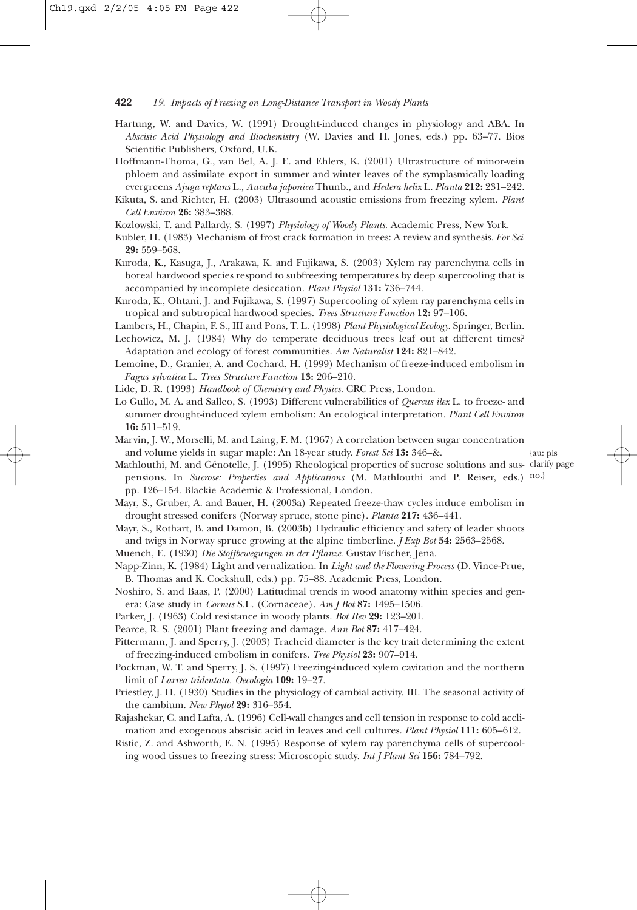Hartung, W. and Davies, W. (1991) Drought-induced changes in physiology and ABA. In *Abscisic Acid Physiology and Biochemistry* (W. Davies and H. Jones, eds.) pp. 63–77. Bios Scientific Publishers, Oxford, U.K.

Hoffmann-Thoma, G., van Bel, A. J. E. and Ehlers, K. (2001) Ultrastructure of minor-vein phloem and assimilate export in summer and winter leaves of the symplasmically loading evergreens *Ajuga reptans* L., *Aucuba japonica* Thunb., and *Hedera helix* L. *Planta* **212:** 231–242.

Kikuta, S. and Richter, H. (2003) Ultrasound acoustic emissions from freezing xylem. *Plant Cell Environ* **26:** 383–388.

Kozlowski, T. and Pallardy, S. (1997) *Physiology of Woody Plants*. Academic Press, New York.

Kubler, H. (1983) Mechanism of frost crack formation in trees: A review and synthesis. *For Sci* **29:** 559–568.

Kuroda, K., Kasuga, J., Arakawa, K. and Fujikawa, S. (2003) Xylem ray parenchyma cells in boreal hardwood species respond to subfreezing temperatures by deep supercooling that is accompanied by incomplete desiccation. *Plant Physiol* **131:** 736–744.

Kuroda, K., Ohtani, J. and Fujikawa, S. (1997) Supercooling of xylem ray parenchyma cells in tropical and subtropical hardwood species. *Trees Structure Function* **12:** 97–106.

Lambers, H., Chapin, F. S., III and Pons, T. L. (1998) *Plant Physiological Ecology*. Springer, Berlin.

Lechowicz, M. J. (1984) Why do temperate deciduous trees leaf out at different times? Adaptation and ecology of forest communities. *Am Naturalist* **124:** 821–842.

Lemoine, D., Granier, A. and Cochard, H. (1999) Mechanism of freeze-induced embolism in *Fagus sylvatica* L. *Trees Structure Function* **13:** 206–210.

Lide, D. R. (1993) *Handbook of Chemistry and Physics*. CRC Press, London.

Lo Gullo, M. A. and Salleo, S. (1993) Different vulnerabilities of *Quercus ilex* L. to freeze- and summer drought-induced xylem embolism: An ecological interpretation. *Plant Cell Environ* **16:** 511–519.

Marvin, J. W., Morselli, M. and Laing, F. M. (1967) A correlation between sugar concentration and volume yields in sugar maple: An 18-year study. *Forest Sci* **13:** 346–&. {au: pls clarify page no.}

Mathlouthi, M. and Génotelle, J. (1995) Rheological properties of sucrose solutions and suspensions. In *Sucrose: Properties and Applications* (M. Mathlouthi and P. Reiser, eds.) pp. 126–154. Blackie Academic & Professional, London.

Mayr, S., Gruber, A. and Bauer, H. (2003a) Repeated freeze-thaw cycles induce embolism in drought stressed conifers (Norway spruce, stone pine). *Planta* **217:** 436–441.

Mayr, S., Rothart, B. and Damon, B. (2003b) Hydraulic efficiency and safety of leader shoots and twigs in Norway spruce growing at the alpine timberline. *J Exp Bot* **54:** 2563–2568.

Muench, E. (1930) *Die Stoffbewegungen in der Pflanze*. Gustav Fischer, Jena.

Napp-Zinn, K. (1984) Light and vernalization. In *Light and the Flowering Process* (D. Vince-Prue, B. Thomas and K. Cockshull, eds.) pp. 75–88. Academic Press, London.

Noshiro, S. and Baas, P. (2000) Latitudinal trends in wood anatomy within species and genera: Case study in *Cornus* S.L. (Cornaceae). *Am J Bot* **87:** 1495–1506.

Parker, J. (1963) Cold resistance in woody plants. *Bot Rev* **29:** 123–201.

Pearce, R. S. (2001) Plant freezing and damage. *Ann Bot* **87:** 417–424.

Pittermann, J. and Sperry, J. (2003) Tracheid diameter is the key trait determining the extent of freezing-induced embolism in conifers. *Tree Physiol* **23:** 907–914.

Pockman, W. T. and Sperry, J. S. (1997) Freezing-induced xylem cavitation and the northern limit of *Larrea tridentata*. *Oecologia* **109:** 19–27.

Priestley, J. H. (1930) Studies in the physiology of cambial activity. III. The seasonal activity of the cambium. *New Phytol* **29:** 316–354.

Rajashekar, C. and Lafta, A. (1996) Cell-wall changes and cell tension in response to cold acclimation and exogenous abscisic acid in leaves and cell cultures. *Plant Physiol* **111:** 605–612.

Ristic, Z. and Ashworth, E. N. (1995) Response of xylem ray parenchyma cells of supercooling wood tissues to freezing stress: Microscopic study. *Int J Plant Sci* **156:** 784–792.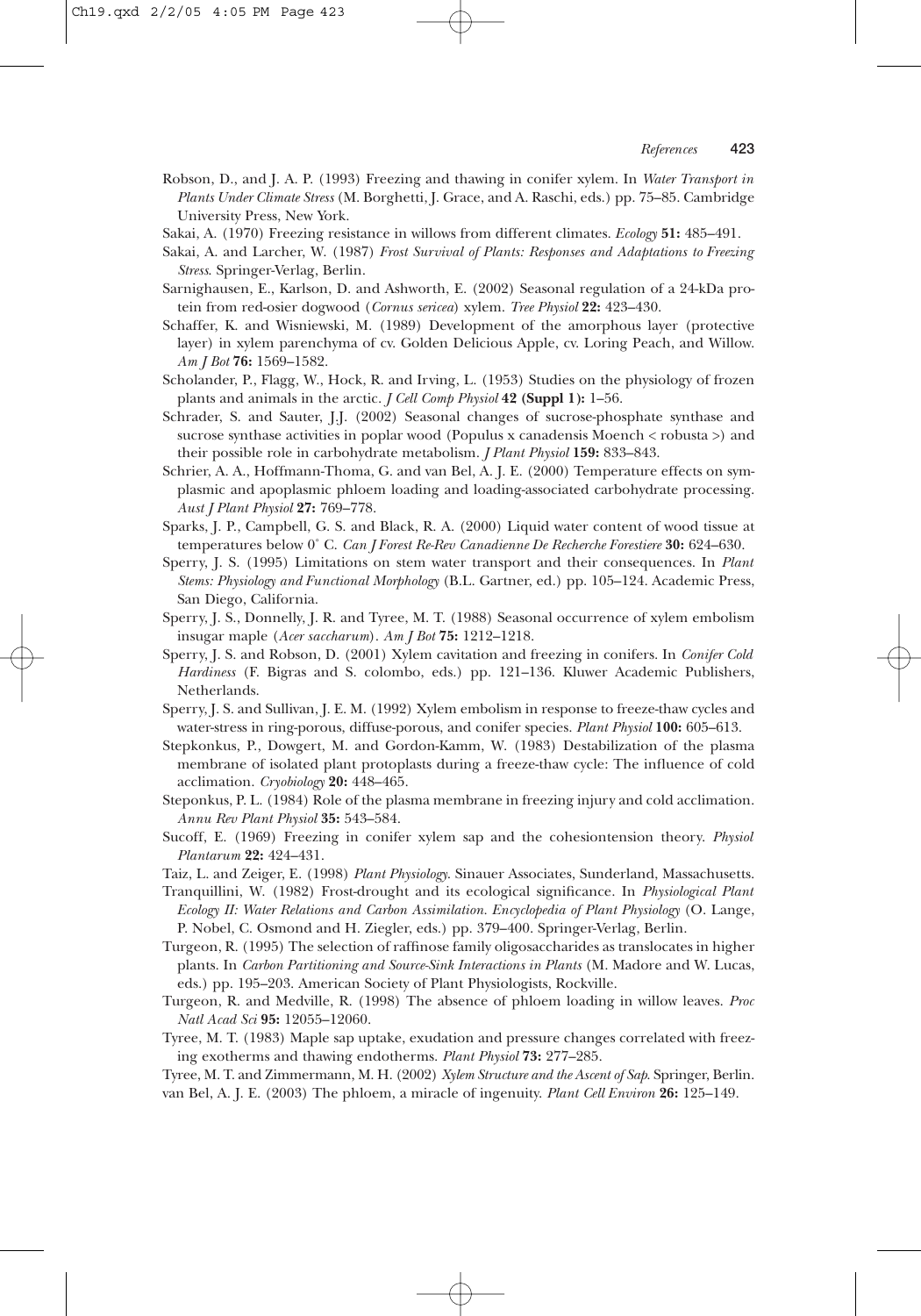Robson, D., and J. A. P. (1993) Freezing and thawing in conifer xylem. In *Water Transport in Plants Under Climate Stress* (M. Borghetti, J. Grace, and A. Raschi, eds.) pp. 75–85. Cambridge University Press, New York.

Sakai, A. (1970) Freezing resistance in willows from different climates. *Ecology* **51:** 485–491.

Sakai, A. and Larcher, W. (1987) *Frost Survival of Plants: Responses and Adaptations to Freezing Stress*. Springer-Verlag, Berlin.

Sarnighausen, E., Karlson, D. and Ashworth, E. (2002) Seasonal regulation of a 24-kDa protein from red-osier dogwood (*Cornus sericea*) xylem. *Tree Physiol* **22:** 423–430.

Schaffer, K. and Wisniewski, M. (1989) Development of the amorphous layer (protective layer) in xylem parenchyma of cv. Golden Delicious Apple, cv. Loring Peach, and Willow. *Am J Bot* **76:** 1569–1582.

Scholander, P., Flagg, W., Hock, R. and Irving, L. (1953) Studies on the physiology of frozen plants and animals in the arctic. *J Cell Comp Physiol* **42 (Suppl 1):** 1–56.

Schrader, S. and Sauter, J.J. (2002) Seasonal changes of sucrose-phosphate synthase and sucrose synthase activities in poplar wood (Populus x canadensis Moench < robusta >) and their possible role in carbohydrate metabolism. *J Plant Physiol* **159:** 833–843.

Schrier, A. A., Hoffmann-Thoma, G. and van Bel, A. J. E. (2000) Temperature effects on symplasmic and apoplasmic phloem loading and loading-associated carbohydrate processing. *Aust J Plant Physiol* **27:** 769–778.

Sparks, J. P., Campbell, G. S. and Black, R. A. (2000) Liquid water content of wood tissue at temperatures below 0° C. *Can J Forest Re-Rev Canadienne De Recherche Forestiere* **30:** 624–630.

Sperry, J. S. (1995) Limitations on stem water transport and their consequences. In *Plant Stems: Physiology and Functional Morphology* (B.L. Gartner, ed.) pp. 105–124. Academic Press, San Diego, California.

Sperry, J. S., Donnelly, J. R. and Tyree, M. T. (1988) Seasonal occurrence of xylem embolism insugar maple (*Acer saccharum*). *Am J Bot* **75:** 1212–1218.

Sperry, J. S. and Robson, D. (2001) Xylem cavitation and freezing in conifers. In *Conifer Cold Hardiness* (F. Bigras and S. colombo, eds.) pp. 121–136. Kluwer Academic Publishers, Netherlands.

Sperry, J. S. and Sullivan, J. E. M. (1992) Xylem embolism in response to freeze-thaw cycles and water-stress in ring-porous, diffuse-porous, and conifer species. *Plant Physiol* **100:** 605–613.

Stepkonkus, P., Dowgert, M. and Gordon-Kamm, W. (1983) Destabilization of the plasma membrane of isolated plant protoplasts during a freeze-thaw cycle: The influence of cold acclimation. *Cryobiology* **20:** 448–465.

Steponkus, P. L. (1984) Role of the plasma membrane in freezing injury and cold acclimation. *Annu Rev Plant Physiol* **35:** 543–584.

Sucoff, E. (1969) Freezing in conifer xylem sap and the cohesiontension theory. *Physiol Plantarum* **22:** 424–431.

Taiz, L. and Zeiger, E. (1998) *Plant Physiology*. Sinauer Associates, Sunderland, Massachusetts.

Tranquillini, W. (1982) Frost-drought and its ecological significance. In *Physiological Plant Ecology II: Water Relations and Carbon Assimilation. Encyclopedia of Plant Physiology* (O. Lange, P. Nobel, C. Osmond and H. Ziegler, eds.) pp. 379–400. Springer-Verlag, Berlin.

Turgeon, R. (1995) The selection of raffinose family oligosaccharides as translocates in higher plants. In *Carbon Partitioning and Source-Sink Interactions in Plants* (M. Madore and W. Lucas, eds.) pp. 195–203. American Society of Plant Physiologists, Rockville.

Turgeon, R. and Medville, R. (1998) The absence of phloem loading in willow leaves. *Proc Natl Acad Sci* **95:** 12055–12060.

Tyree, M. T. (1983) Maple sap uptake, exudation and pressure changes correlated with freezing exotherms and thawing endotherms. *Plant Physiol* **73:** 277–285.

Tyree, M. T. and Zimmermann, M. H. (2002) *Xylem Structure and the Ascent of Sap*. Springer, Berlin.

van Bel, A. J. E. (2003) The phloem, a miracle of ingenuity. *Plant Cell Environ* **26:** 125–149.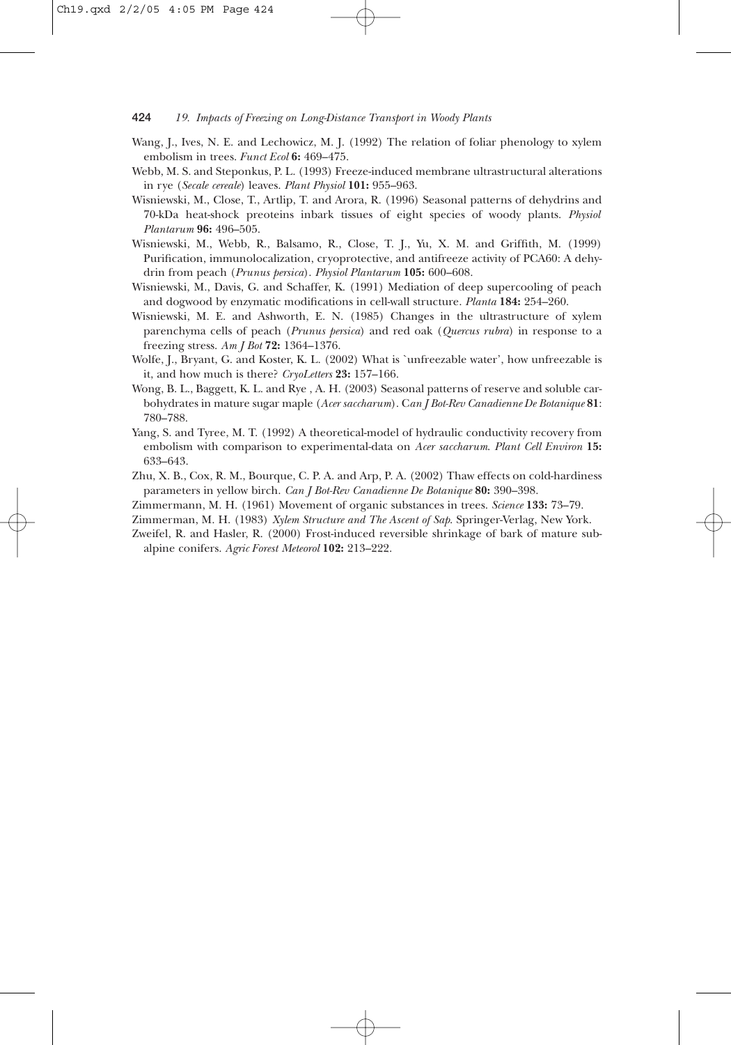Wang, J., Ives, N. E. and Lechowicz, M. J. (1992) The relation of foliar phenology to xylem embolism in trees. *Funct Ecol* **6:** 469–475.

Webb, M. S. and Steponkus, P. L. (1993) Freeze-induced membrane ultrastructural alterations in rye (*Secale cereale*) leaves. *Plant Physiol* **101:** 955–963.

Wisniewski, M., Close, T., Artlip, T. and Arora, R. (1996) Seasonal patterns of dehydrins and 70-kDa heat-shock preoteins inbark tissues of eight species of woody plants. *Physiol Plantarum* **96:** 496–505.

Wisniewski, M., Webb, R., Balsamo, R., Close, T. J., Yu, X. M. and Griffith, M. (1999) Purification, immunolocalization, cryoprotective, and antifreeze activity of PCA60: A dehydrin from peach (*Prunus persica*). *Physiol Plantarum* **105:** 600–608.

Wisniewski, M., Davis, G. and Schaffer, K. (1991) Mediation of deep supercooling of peach and dogwood by enzymatic modifications in cell-wall structure. *Planta* **184:** 254–260.

Wisniewski, M. E. and Ashworth, E. N. (1985) Changes in the ultrastructure of xylem parenchyma cells of peach (*Prunus persica*) and red oak (*Quercus rubra*) in response to a freezing stress. *Am J Bot* **72:** 1364–1376.

Wolfe, J., Bryant, G. and Koster, K. L. (2002) What is `unfreezable water', how unfreezable is it, and how much is there? *CryoLetters* **23:** 157–166.

Wong, B. L., Baggett, K. L. and Rye , A. H. (2003) Seasonal patterns of reserve and soluble carbohydrates in mature sugar maple (*Acer saccharum*). *Can J Bot-Rev Canadienne De Botanique* **81**: 780–788.

Yang, S. and Tyree, M. T. (1992) A theoretical-model of hydraulic conductivity recovery from embolism with comparison to experimental-data on *Acer saccharum*. *Plant Cell Environ* **15:** 633–643.

Zhu, X. B., Cox, R. M., Bourque, C. P. A. and Arp, P. A. (2002) Thaw effects on cold-hardiness parameters in yellow birch. *Can J Bot-Rev Canadienne De Botanique* **80:** 390–398.

Zimmermann, M. H. (1961) Movement of organic substances in trees. *Science* **133:** 73–79.

Zimmerman, M. H. (1983) *Xylem Structure and The Ascent of Sap*. Springer-Verlag, New York.

Zweifel, R. and Hasler, R. (2000) Frost-induced reversible shrinkage of bark of mature subalpine conifers. *Agric Forest Meteorol* **102:** 213–222.